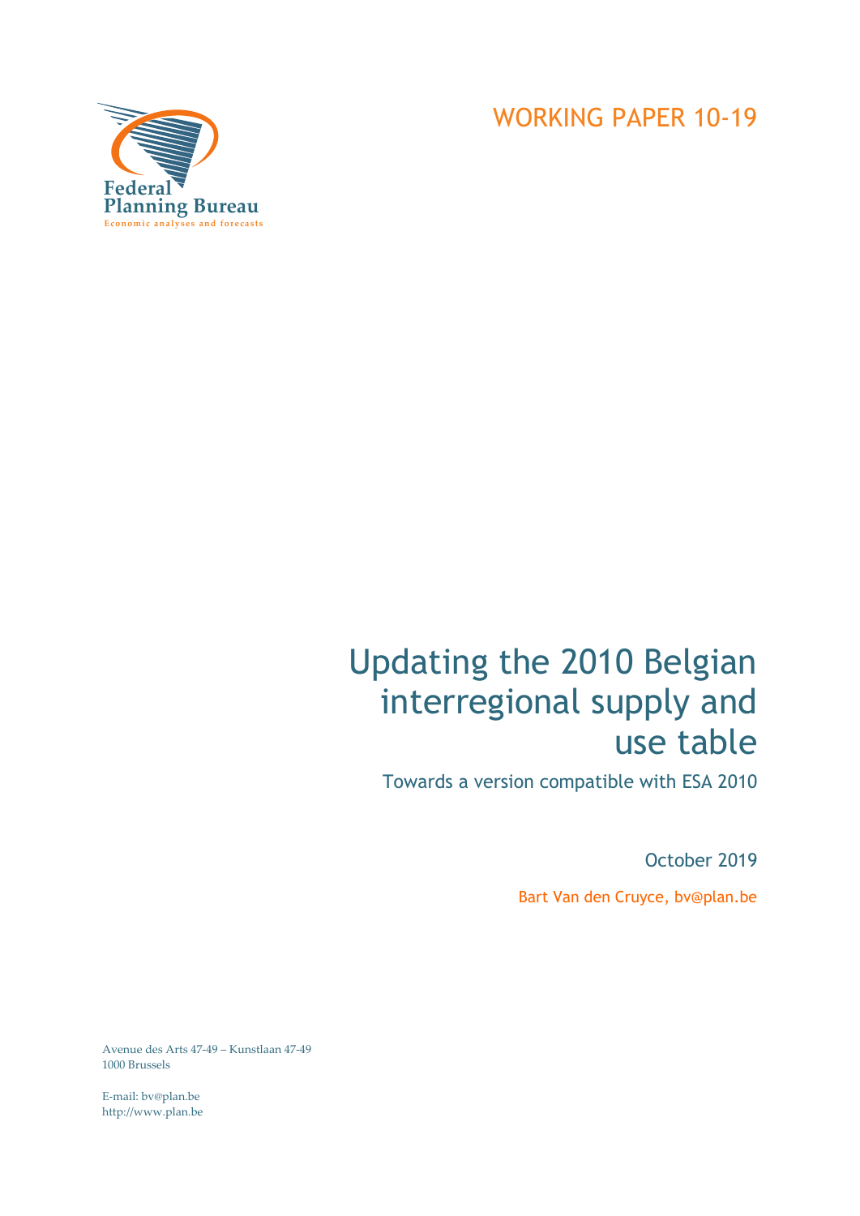Federal Planning Bureau
Economic analyses and forecasts

WORKING PAPER 10-19

# Updating the 2010 Belgian interregional supply and use table

## Towards a version compatible with ESA 2010

October 2019

Bart Van den Cruyce, bv@plan.be

Avenue des Arts 47-49 – Kunstlaan 47-49
1000 Brussels

E-mail: bv@plan.be
http://www.plan.be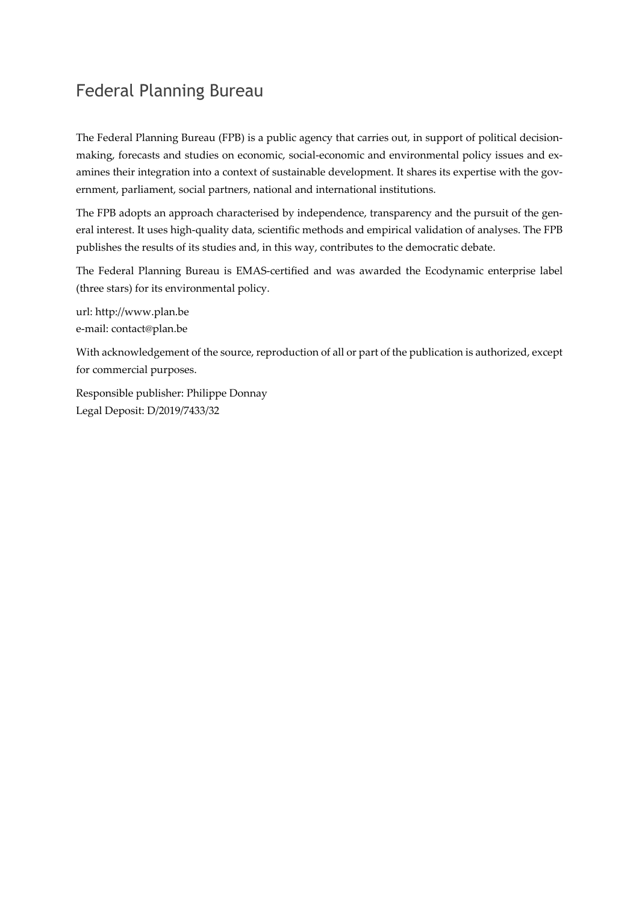# Federal Planning Bureau

The Federal Planning Bureau (FPB) is a public agency that carries out, in support of political decision-making, forecasts and studies on economic, social-economic and environmental policy issues and examines their integration into a context of sustainable development. It shares its expertise with the government, parliament, social partners, national and international institutions.

The FPB adopts an approach characterised by independence, transparency and the pursuit of the general interest. It uses high-quality data, scientific methods and empirical validation of analyses. The FPB publishes the results of its studies and, in this way, contributes to the democratic debate.

The Federal Planning Bureau is EMAS-certified and was awarded the Ecodynamic enterprise label (three stars) for its environmental policy.

url: http://www.plan.be  
e-mail: contact@plan.be

With acknowledgement of the source, reproduction of all or part of the publication is authorized, except for commercial purposes.

Responsible publisher: Philippe Donnay  
Legal Deposit: D/2019/7433/32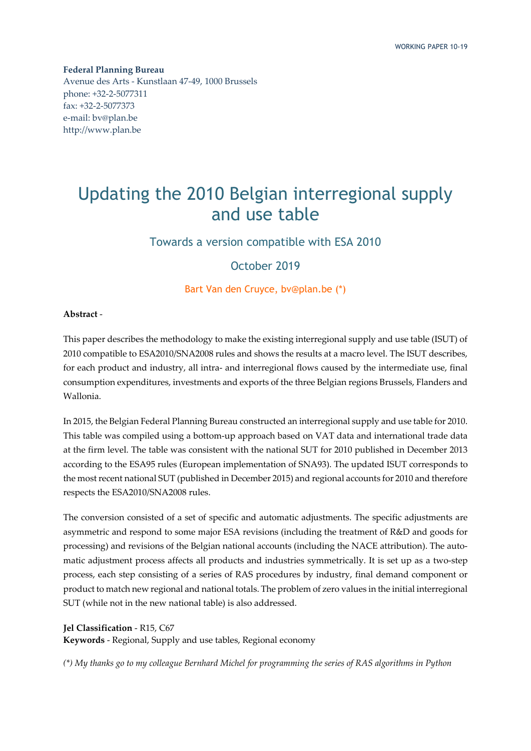WORKING PAPER 10-19

**Federal Planning Bureau**
Avenue des Arts - Kunstlaan 47-49, 1000 Brussels
phone: +32-2-5077311
fax: +32-2-5077373
e-mail: bv@plan.be
http://www.plan.be

# Updating the 2010 Belgian interregional supply and use table

## Towards a version compatible with ESA 2010

October 2019

Bart Van den Cruyce, bv@plan.be (*)

**Abstract** -

This paper describes the methodology to make the existing interregional supply and use table (ISUT) of 2010 compatible to ESA2010/SNA2008 rules and shows the results at a macro level. The ISUT describes, for each product and industry, all intra- and interregional flows caused by the intermediate use, final consumption expenditures, investments and exports of the three Belgian regions Brussels, Flanders and Wallonia.

In 2015, the Belgian Federal Planning Bureau constructed an interregional supply and use table for 2010. This table was compiled using a bottom-up approach based on VAT data and international trade data at the firm level. The table was consistent with the national SUT for 2010 published in December 2013 according to the ESA95 rules (European implementation of SNA93). The updated ISUT corresponds to the most recent national SUT (published in December 2015) and regional accounts for 2010 and therefore respects the ESA2010/SNA2008 rules.

The conversion consisted of a set of specific and automatic adjustments. The specific adjustments are asymmetric and respond to some major ESA revisions (including the treatment of R&D and goods for processing) and revisions of the Belgian national accounts (including the NACE attribution). The automatic adjustment process affects all products and industries symmetrically. It is set up as a two-step process, each step consisting of a series of RAS procedures by industry, final demand component or product to match new regional and national totals. The problem of zero values in the initial interregional SUT (while not in the new national table) is also addressed.

**Jel Classification** - R15, C67
**Keywords** - Regional, Supply and use tables, Regional economy

*(*) My thanks go to my colleague Bernhard Michel for programming the series of RAS algorithms in Python*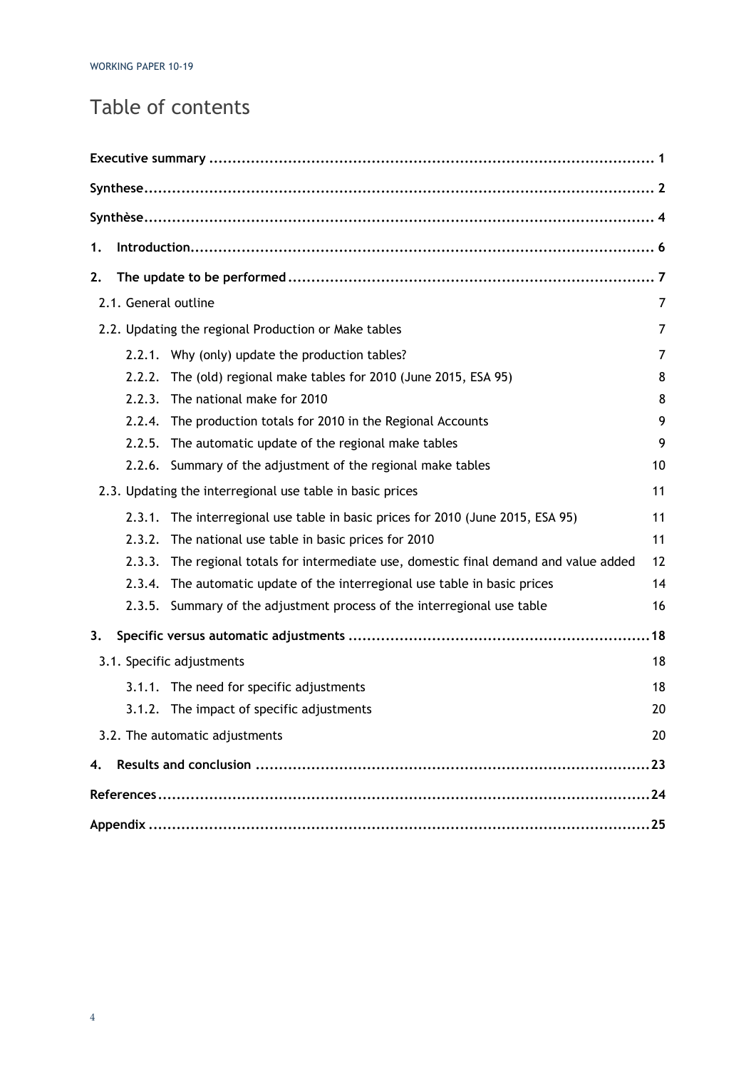# Table of contents

**Executive summary** ............................................................................................. 1

**Synthese** ............................................................................................................. 2

**Synthèse** ............................................................................................................. 4

**1. Introduction** .................................................................................................. 6

**2. The update to be performed** ............................................................................ 7

2.1. General outline 7

2.2. Updating the regional Production or Make tables 7

2.2.1. Why (only) update the production tables? 7

2.2.2. The (old) regional make tables for 2010 (June 2015, ESA 95) 8

2.2.3. The national make for 2010 8

2.2.4. The production totals for 2010 in the Regional Accounts 9

2.2.5. The automatic update of the regional make tables 9

2.2.6. Summary of the adjustment of the regional make tables 10

2.3. Updating the interregional use table in basic prices 11

2.3.1. The interregional use table in basic prices for 2010 (June 2015, ESA 95) 11

2.3.2. The national use table in basic prices for 2010 11

2.3.3. The regional totals for intermediate use, domestic final demand and value added 12

2.3.4. The automatic update of the interregional use table in basic prices 14

2.3.5. Summary of the adjustment process of the interregional use table 16

**3. Specific versus automatic adjustments** .......................................................... 18

3.1. Specific adjustments 18

3.1.1. The need for specific adjustments 18

3.1.2. The impact of specific adjustments 20

3.2. The automatic adjustments 20

**4. Results and conclusion** .................................................................................. 23

**References** ......................................................................................................... 24

**Appendix** ........................................................................................................... 25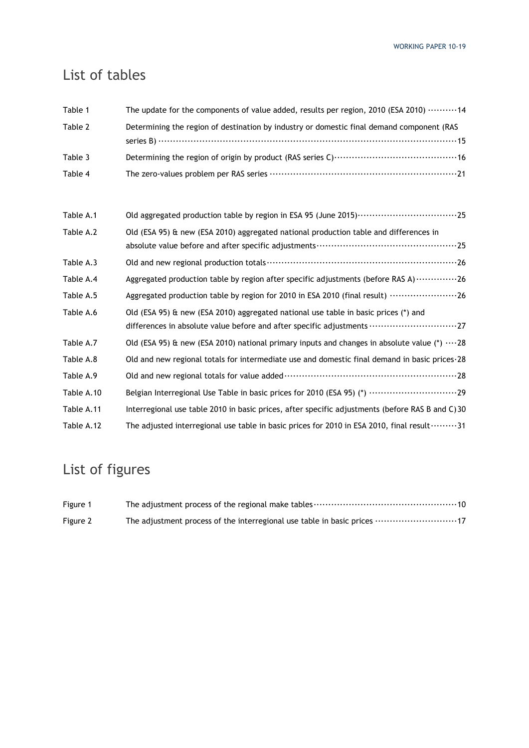## List of tables

| | | |
|---|---|---|
| Table 1 | The update for the components of value added, results per region, 2010 (ESA 2010) | 14 |
| Table 2 | Determining the region of destination by industry or domestic final demand component (RAS series B) | 15 |
| Table 3 | Determining the region of origin by product (RAS series C) | 16 |
| Table 4 | The zero-values problem per RAS series | 21 |
| Table A.1 | Old aggregated production table by region in ESA 95 (June 2015) | 25 |
| Table A.2 | Old (ESA 95) & new (ESA 2010) aggregated national production table and differences in absolute value before and after specific adjustments | 25 |
| Table A.3 | Old and new regional production totals | 26 |
| Table A.4 | Aggregated production table by region after specific adjustments (before RAS A) | 26 |
| Table A.5 | Aggregated production table by region for 2010 in ESA 2010 (final result) | 26 |
| Table A.6 | Old (ESA 95) & new (ESA 2010) aggregated national use table in basic prices (*) and differences in absolute value before and after specific adjustments | 27 |
| Table A.7 | Old (ESA 95) & new (ESA 2010) national primary inputs and changes in absolute value (*) | 28 |
| Table A.8 | Old and new regional totals for intermediate use and domestic final demand in basic prices | 28 |
| Table A.9 | Old and new regional totals for value added | 28 |
| Table A.10 | Belgian Interregional Use Table in basic prices for 2010 (ESA 95) (*) | 29 |
| Table A.11 | Interregional use table 2010 in basic prices, after specific adjustments (before RAS B and C) | 30 |
| Table A.12 | The adjusted interregional use table in basic prices for 2010 in ESA 2010, final result | 31 |

## List of figures

| | | |
|---|---|---|
| Figure 1 | The adjustment process of the regional make tables | 10 |
| Figure 2 | The adjustment process of the interregional use table in basic prices | 17 |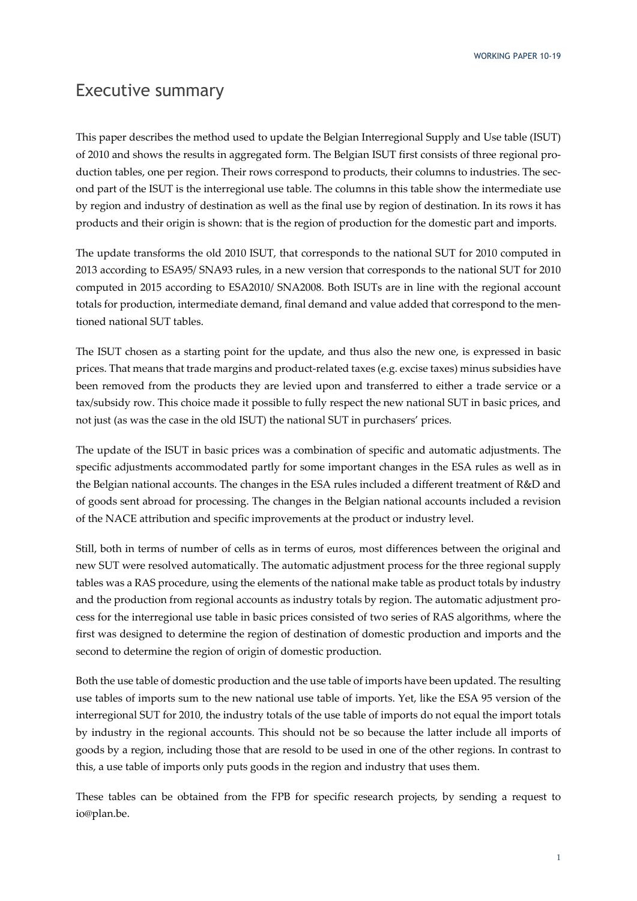# Executive summary

This paper describes the method used to update the Belgian Interregional Supply and Use table (ISUT) of 2010 and shows the results in aggregated form. The Belgian ISUT first consists of three regional production tables, one per region. Their rows correspond to products, their columns to industries. The second part of the ISUT is the interregional use table. The columns in this table show the intermediate use by region and industry of destination as well as the final use by region of destination. In its rows it has products and their origin is shown: that is the region of production for the domestic part and imports.

The update transforms the old 2010 ISUT, that corresponds to the national SUT for 2010 computed in 2013 according to ESA95/ SNA93 rules, in a new version that corresponds to the national SUT for 2010 computed in 2015 according to ESA2010/ SNA2008. Both ISUTs are in line with the regional account totals for production, intermediate demand, final demand and value added that correspond to the mentioned national SUT tables.

The ISUT chosen as a starting point for the update, and thus also the new one, is expressed in basic prices. That means that trade margins and product-related taxes (e.g. excise taxes) minus subsidies have been removed from the products they are levied upon and transferred to either a trade service or a tax/subsidy row. This choice made it possible to fully respect the new national SUT in basic prices, and not just (as was the case in the old ISUT) the national SUT in purchasers' prices.

The update of the ISUT in basic prices was a combination of specific and automatic adjustments. The specific adjustments accommodated partly for some important changes in the ESA rules as well as in the Belgian national accounts. The changes in the ESA rules included a different treatment of R&D and of goods sent abroad for processing. The changes in the Belgian national accounts included a revision of the NACE attribution and specific improvements at the product or industry level.

Still, both in terms of number of cells as in terms of euros, most differences between the original and new SUT were resolved automatically. The automatic adjustment process for the three regional supply tables was a RAS procedure, using the elements of the national make table as product totals by industry and the production from regional accounts as industry totals by region. The automatic adjustment process for the interregional use table in basic prices consisted of two series of RAS algorithms, where the first was designed to determine the region of destination of domestic production and imports and the second to determine the region of origin of domestic production.

Both the use table of domestic production and the use table of imports have been updated. The resulting use tables of imports sum to the new national use table of imports. Yet, like the ESA 95 version of the interregional SUT for 2010, the industry totals of the use table of imports do not equal the import totals by industry in the regional accounts. This should not be so because the latter include all imports of goods by a region, including those that are resold to be used in one of the other regions. In contrast to this, a use table of imports only puts goods in the region and industry that uses them.

These tables can be obtained from the FPB for specific research projects, by sending a request to io@plan.be.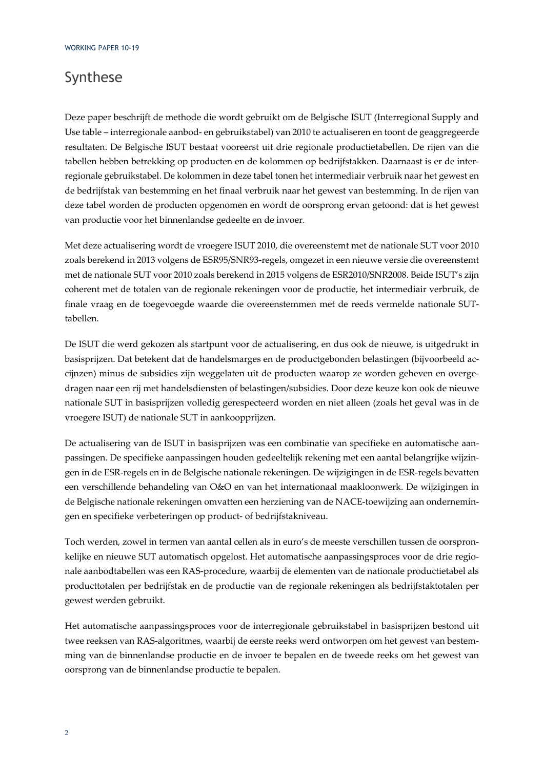# Synthese

Deze paper beschrijft de methode die wordt gebruikt om de Belgische ISUT (Interregional Supply and Use table – interregionale aanbod- en gebruikstabel) van 2010 te actualiseren en toont de geaggregeerde resultaten. De Belgische ISUT bestaat vooreerst uit drie regionale productietabellen. De rijen van die tabellen hebben betrekking op producten en de kolommen op bedrijfstakken. Daarnaast is er de interregionale gebruikstabel. De kolommen in deze tabel tonen het intermediair verbruik naar het gewest en de bedrijfstak van bestemming en het finaal verbruik naar het gewest van bestemming. In de rijen van deze tabel worden de producten opgenomen en wordt de oorsprong ervan getoond: dat is het gewest van productie voor het binnenlandse gedeelte en de invoer.

Met deze actualisering wordt de vroegere ISUT 2010, die overeenstemt met de nationale SUT voor 2010 zoals berekend in 2013 volgens de ESR95/SNR93-regels, omgezet in een nieuwe versie die overeenstemt met de nationale SUT voor 2010 zoals berekend in 2015 volgens de ESR2010/SNR2008. Beide ISUT's zijn coherent met de totalen van de regionale rekeningen voor de productie, het intermediair verbruik, de finale vraag en de toegevoegde waarde die overeenstemmen met de reeds vermelde nationale SUT-tabellen.

De ISUT die werd gekozen als startpunt voor de actualisering, en dus ook de nieuwe, is uitgedrukt in basisprijzen. Dat betekent dat de handelsmarges en de productgebonden belastingen (bijvoorbeeld accijnzen) minus de subsidies zijn weggelaten uit de producten waarop ze worden geheven en overgedragen naar een rij met handelsdiensten of belastingen/subsidies. Door deze keuze kon ook de nieuwe nationale SUT in basisprijzen volledig gerespecteerd worden en niet alleen (zoals het geval was in de vroegere ISUT) de nationale SUT in aankoopprijzen.

De actualisering van de ISUT in basisprijzen was een combinatie van specifieke en automatische aanpassingen. De specifieke aanpassingen houden gedeeltelijk rekening met een aantal belangrijke wijzingen in de ESR-regels en in de Belgische nationale rekeningen. De wijzigingen in de ESR-regels bevatten een verschillende behandeling van O&O en van het internationaal maakloonwerk. De wijzigingen in de Belgische nationale rekeningen omvatten een herziening van de NACE-toewijzing aan ondernemingen en specifieke verbeteringen op product- of bedrijfstakniveau.

Toch werden, zowel in termen van aantal cellen als in euro's de meeste verschillen tussen de oorspronkelijke en nieuwe SUT automatisch opgelost. Het automatische aanpassingsproces voor de drie regionale aanbodtabellen was een RAS-procedure, waarbij de elementen van de nationale productietabel als producttotalen per bedrijfstak en de productie van de regionale rekeningen als bedrijfstaktotalen per gewest werden gebruikt.

Het automatische aanpassingsproces voor de interregionale gebruikstabel in basisprijzen bestond uit twee reeksen van RAS-algoritmes, waarbij de eerste reeks werd ontworpen om het gewest van bestemming van de binnenlandse productie en de invoer te bepalen en de tweede reeks om het gewest van oorsprong van de binnenlandse productie te bepalen.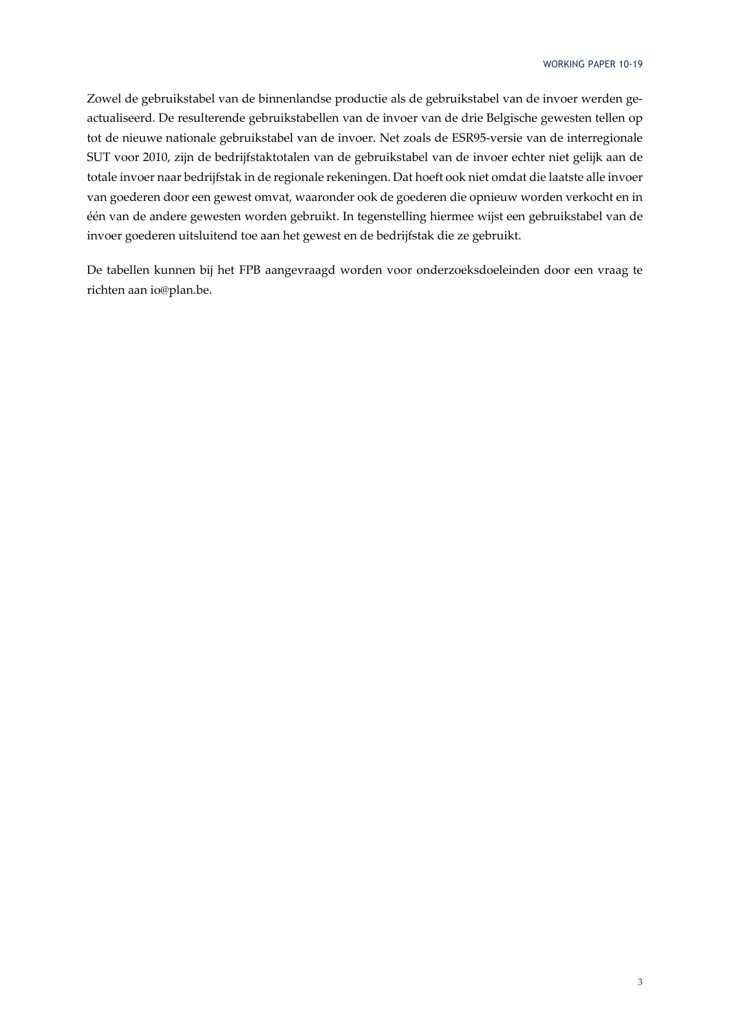Zowel de gebruikstabel van de binnenlandse productie als de gebruikstabel van de invoer werden geactualiseerd. De resulterende gebruikstabellen van de invoer van de drie Belgische gewesten tellen op tot de nieuwe nationale gebruikstabel van de invoer. Net zoals de ESR95-versie van de interregionale SUT voor 2010, zijn de bedrijfstaktotalen van de gebruikstabel van de invoer echter niet gelijk aan de totale invoer naar bedrijfstak in de regionale rekeningen. Dat hoeft ook niet omdat die laatste alle invoer van goederen door een gewest omvat, waaronder ook de goederen die opnieuw worden verkocht en in één van de andere gewesten worden gebruikt. In tegenstelling hiermee wijst een gebruikstabel van de invoer goederen uitsluitend toe aan het gewest en de bedrijfstak die ze gebruikt.

De tabellen kunnen bij het FPB aangevraagd worden voor onderzoeksdoeleinden door een vraag te richten aan io@plan.be.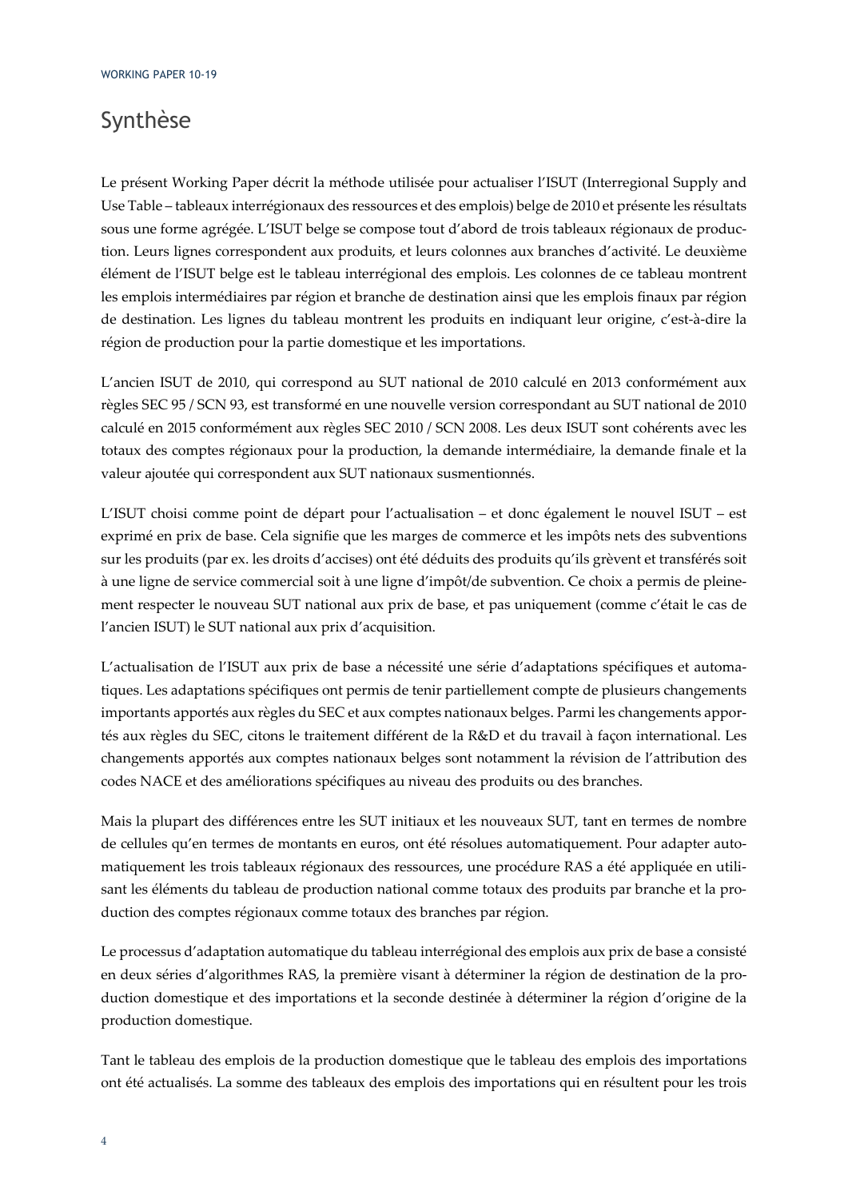# Synthèse

Le présent Working Paper décrit la méthode utilisée pour actualiser l'ISUT (Interregional Supply and Use Table – tableaux interrégionaux des ressources et des emplois) belge de 2010 et présente les résultats sous une forme agrégée. L'ISUT belge se compose tout d'abord de trois tableaux régionaux de production. Leurs lignes correspondent aux produits, et leurs colonnes aux branches d'activité. Le deuxième élément de l'ISUT belge est le tableau interrégional des emplois. Les colonnes de ce tableau montrent les emplois intermédiaires par région et branche de destination ainsi que les emplois finaux par région de destination. Les lignes du tableau montrent les produits en indiquant leur origine, c'est-à-dire la région de production pour la partie domestique et les importations.

L'ancien ISUT de 2010, qui correspond au SUT national de 2010 calculé en 2013 conformément aux règles SEC 95 / SCN 93, est transformé en une nouvelle version correspondant au SUT national de 2010 calculé en 2015 conformément aux règles SEC 2010 / SCN 2008. Les deux ISUT sont cohérents avec les totaux des comptes régionaux pour la production, la demande intermédiaire, la demande finale et la valeur ajoutée qui correspondent aux SUT nationaux susmentionnés.

L'ISUT choisi comme point de départ pour l'actualisation – et donc également le nouvel ISUT – est exprimé en prix de base. Cela signifie que les marges de commerce et les impôts nets des subventions sur les produits (par ex. les droits d'accises) ont été déduits des produits qu'ils grèvent et transférés soit à une ligne de service commercial soit à une ligne d'impôt/de subvention. Ce choix a permis de pleinement respecter le nouveau SUT national aux prix de base, et pas uniquement (comme c'était le cas de l'ancien ISUT) le SUT national aux prix d'acquisition.

L'actualisation de l'ISUT aux prix de base a nécessité une série d'adaptations spécifiques et automatiques. Les adaptations spécifiques ont permis de tenir partiellement compte de plusieurs changements importants apportés aux règles du SEC et aux comptes nationaux belges. Parmi les changements apportés aux règles du SEC, citons le traitement différent de la R&D et du travail à façon international. Les changements apportés aux comptes nationaux belges sont notamment la révision de l'attribution des codes NACE et des améliorations spécifiques au niveau des produits ou des branches.

Mais la plupart des différences entre les SUT initiaux et les nouveaux SUT, tant en termes de nombre de cellules qu'en termes de montants en euros, ont été résolues automatiquement. Pour adapter automatiquement les trois tableaux régionaux des ressources, une procédure RAS a été appliquée en utilisant les éléments du tableau de production national comme totaux des produits par branche et la production des comptes régionaux comme totaux des branches par région.

Le processus d'adaptation automatique du tableau interrégional des emplois aux prix de base a consisté en deux séries d'algorithmes RAS, la première visant à déterminer la région de destination de la production domestique et des importations et la seconde destinée à déterminer la région d'origine de la production domestique.

Tant le tableau des emplois de la production domestique que le tableau des emplois des importations ont été actualisés. La somme des tableaux des emplois des importations qui en résultent pour les trois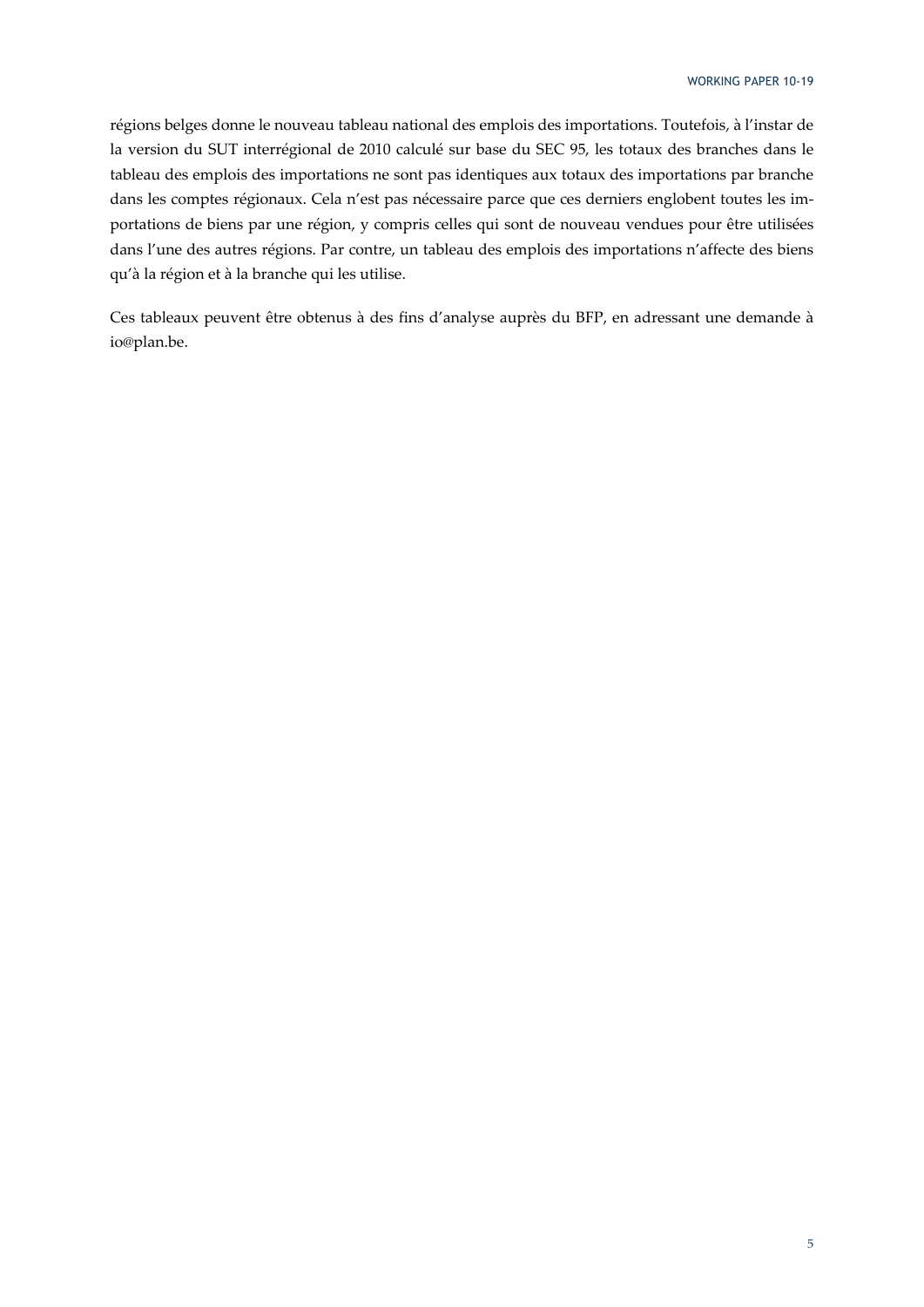régions belges donne le nouveau tableau national des emplois des importations. Toutefois, à l'instar de la version du SUT interrégional de 2010 calculé sur base du SEC 95, les totaux des branches dans le tableau des emplois des importations ne sont pas identiques aux totaux des importations par branche dans les comptes régionaux. Cela n'est pas nécessaire parce que ces derniers englobent toutes les importations de biens par une région, y compris celles qui sont de nouveau vendues pour être utilisées dans l'une des autres régions. Par contre, un tableau des emplois des importations n'affecte des biens qu'à la région et à la branche qui les utilise.

Ces tableaux peuvent être obtenus à des fins d'analyse auprès du BFP, en adressant une demande à io@plan.be.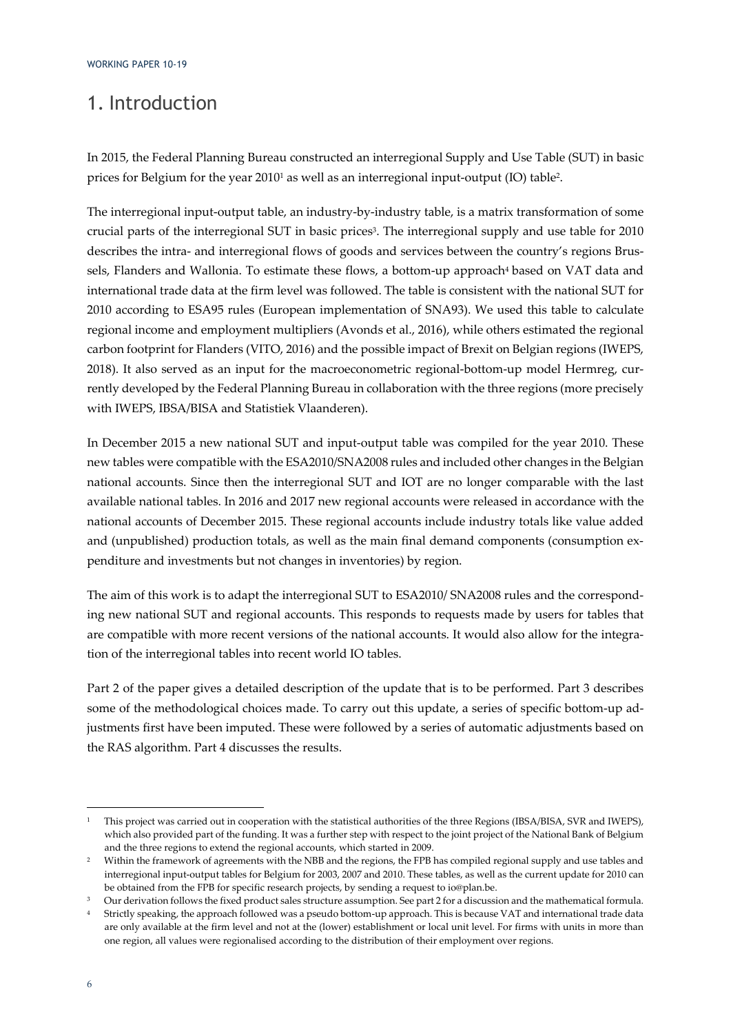# 1. Introduction

In 2015, the Federal Planning Bureau constructed an interregional Supply and Use Table (SUT) in basic prices for Belgium for the year 2010[1] as well as an interregional input-output (IO) table[2].

The interregional input-output table, an industry-by-industry table, is a matrix transformation of some crucial parts of the interregional SUT in basic prices[3]. The interregional supply and use table for 2010 describes the intra- and interregional flows of goods and services between the country's regions Brussels, Flanders and Wallonia. To estimate these flows, a bottom-up approach[4] based on VAT data and international trade data at the firm level was followed. The table is consistent with the national SUT for 2010 according to ESA95 rules (European implementation of SNA93). We used this table to calculate regional income and employment multipliers (Avonds et al., 2016), while others estimated the regional carbon footprint for Flanders (VITO, 2016) and the possible impact of Brexit on Belgian regions (IWEPS, 2018). It also served as an input for the macroeconometric regional-bottom-up model Hermreg, currently developed by the Federal Planning Bureau in collaboration with the three regions (more precisely with IWEPS, IBSA/BISA and Statistiek Vlaanderen).

In December 2015 a new national SUT and input-output table was compiled for the year 2010. These new tables were compatible with the ESA2010/SNA2008 rules and included other changes in the Belgian national accounts. Since then the interregional SUT and IOT are no longer comparable with the last available national tables. In 2016 and 2017 new regional accounts were released in accordance with the national accounts of December 2015. These regional accounts include industry totals like value added and (unpublished) production totals, as well as the main final demand components (consumption expenditure and investments but not changes in inventories) by region.

The aim of this work is to adapt the interregional SUT to ESA2010/ SNA2008 rules and the corresponding new national SUT and regional accounts. This responds to requests made by users for tables that are compatible with more recent versions of the national accounts. It would also allow for the integration of the interregional tables into recent world IO tables.

Part 2 of the paper gives a detailed description of the update that is to be performed. Part 3 describes some of the methodological choices made. To carry out this update, a series of specific bottom-up adjustments first have been imputed. These were followed by a series of automatic adjustments based on the RAS algorithm. Part 4 discusses the results.

---

[1] This project was carried out in cooperation with the statistical authorities of the three Regions (IBSA/BISA, SVR and IWEPS), which also provided part of the funding. It was a further step with respect to the joint project of the National Bank of Belgium and the three regions to extend the regional accounts, which started in 2009.

[2] Within the framework of agreements with the NBB and the regions, the FPB has compiled regional supply and use tables and interregional input-output tables for Belgium for 2003, 2007 and 2010. These tables, as well as the current update for 2010 can be obtained from the FPB for specific research projects, by sending a request to io@plan.be.

[3] Our derivation follows the fixed product sales structure assumption. See part 2 for a discussion and the mathematical formula.

[4] Strictly speaking, the approach followed was a pseudo bottom-up approach. This is because VAT and international trade data are only available at the firm level and not at the (lower) establishment or local unit level. For firms with units in more than one region, all values were regionalised according to the distribution of their employment over regions.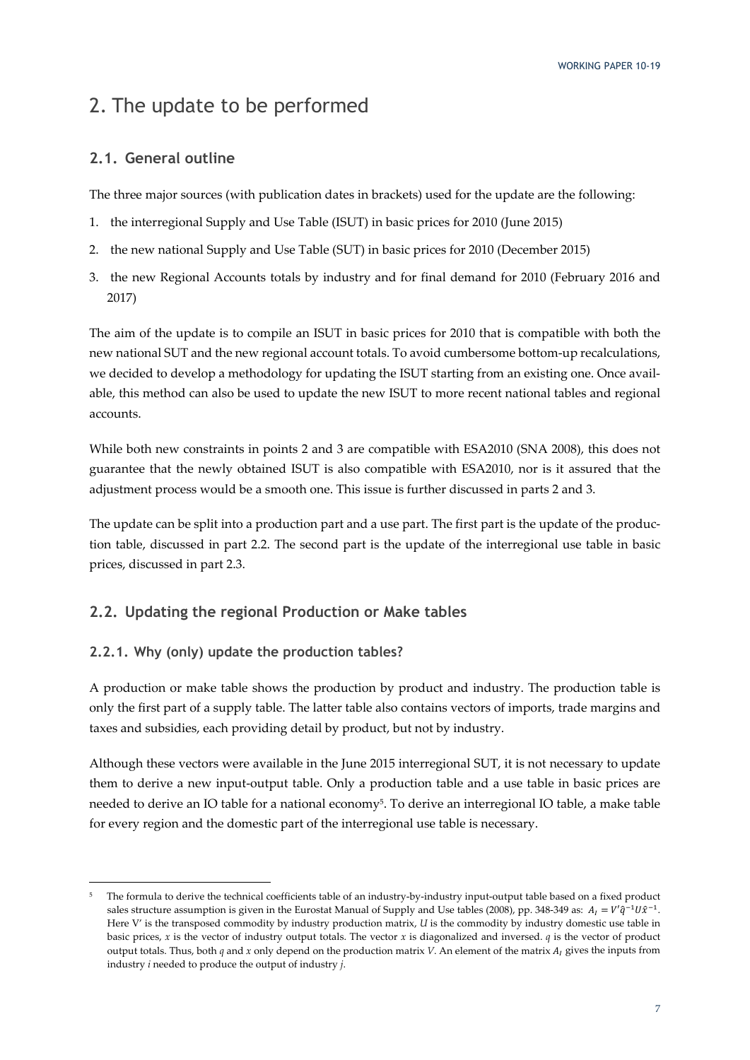# 2. The update to be performed

## 2.1. General outline

The three major sources (with publication dates in brackets) used for the update are the following:

1. the interregional Supply and Use Table (ISUT) in basic prices for 2010 (June 2015)
2. the new national Supply and Use Table (SUT) in basic prices for 2010 (December 2015)
3. the new Regional Accounts totals by industry and for final demand for 2010 (February 2016 and 2017)

The aim of the update is to compile an ISUT in basic prices for 2010 that is compatible with both the new national SUT and the new regional account totals. To avoid cumbersome bottom-up recalculations, we decided to develop a methodology for updating the ISUT starting from an existing one. Once available, this method can also be used to update the new ISUT to more recent national tables and regional accounts.

While both new constraints in points 2 and 3 are compatible with ESA2010 (SNA 2008), this does not guarantee that the newly obtained ISUT is also compatible with ESA2010, nor is it assured that the adjustment process would be a smooth one. This issue is further discussed in parts 2 and 3.

The update can be split into a production part and a use part. The first part is the update of the production table, discussed in part 2.2. The second part is the update of the interregional use table in basic prices, discussed in part 2.3.

## 2.2. Updating the regional Production or Make tables

### 2.2.1. Why (only) update the production tables?

A production or make table shows the production by product and industry. The production table is only the first part of a supply table. The latter table also contains vectors of imports, trade margins and taxes and subsidies, each providing detail by product, but not by industry.

Although these vectors were available in the June 2015 interregional SUT, it is not necessary to update them to derive a new input-output table. Only a production table and a use table in basic prices are needed to derive an IO table for a national economy[5]. To derive an interregional IO table, a make table for every region and the domestic part of the interregional use table is necessary.

---

[5] The formula to derive the technical coefficients table of an industry-by-industry input-output table based on a fixed product sales structure assumption is given in the Eurostat Manual of Supply and Use tables (2008), pp. 348-349 as: $A_I = V'\hat{q}^{-1}U\hat{x}^{-1}$. Here V' is the transposed commodity by industry production matrix, $U$ is the commodity by industry domestic use table in basic prices, $x$ is the vector of industry output totals. The vector $x$ is diagonalized and inversed. $q$ is the vector of product output totals. Thus, both $q$ and $x$ only depend on the production matrix $V$. An element of the matrix $A_I$ gives the inputs from industry $i$ needed to produce the output of industry $j$.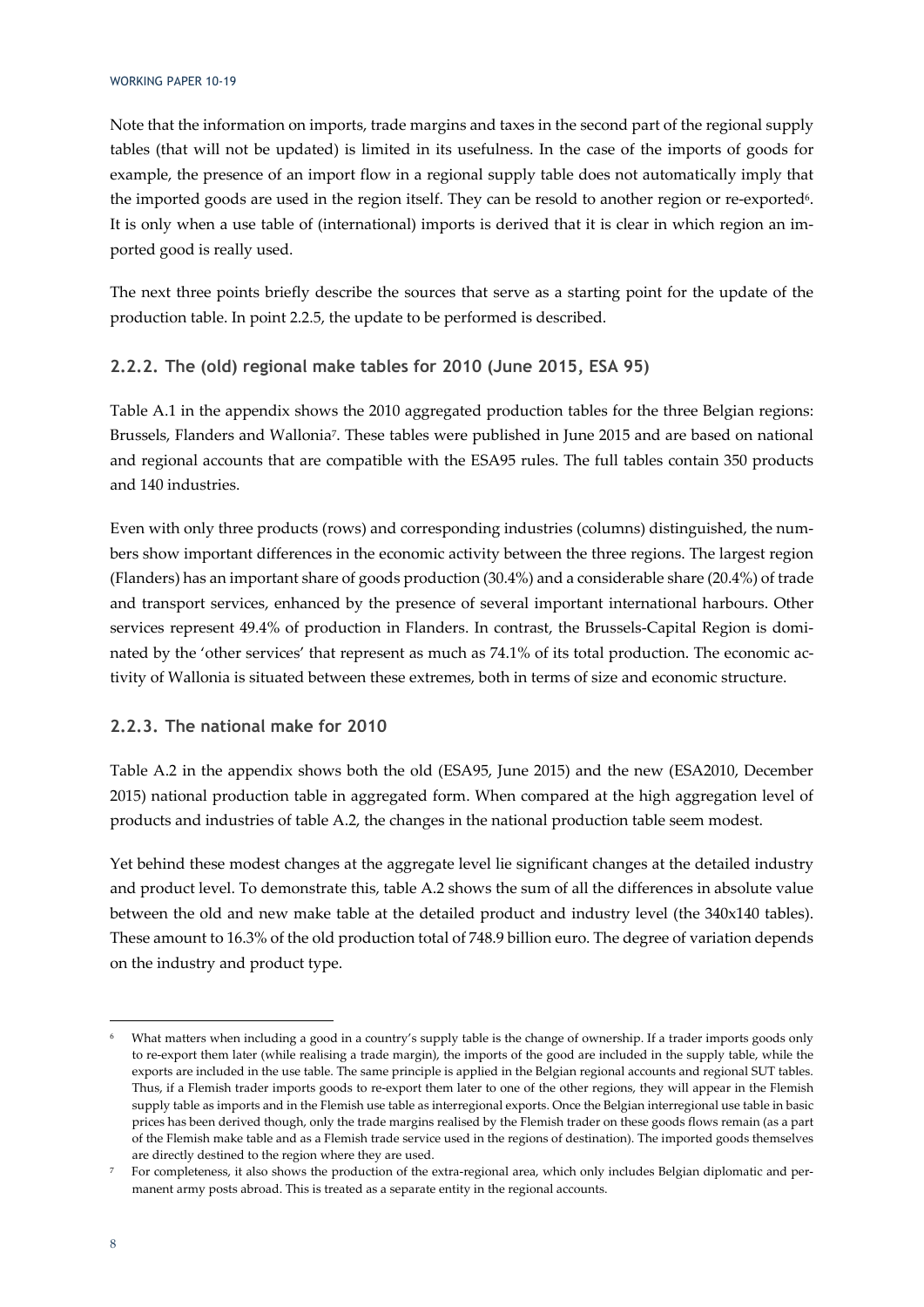Note that the information on imports, trade margins and taxes in the second part of the regional supply tables (that will not be updated) is limited in its usefulness. In the case of the imports of goods for example, the presence of an import flow in a regional supply table does not automatically imply that the imported goods are used in the region itself. They can be resold to another region or re-exported[6]. It is only when a use table of (international) imports is derived that it is clear in which region an imported good is really used.

The next three points briefly describe the sources that serve as a starting point for the update of the production table. In point 2.2.5, the update to be performed is described.

### 2.2.2. The (old) regional make tables for 2010 (June 2015, ESA 95)

Table A.1 in the appendix shows the 2010 aggregated production tables for the three Belgian regions: Brussels, Flanders and Wallonia[7]. These tables were published in June 2015 and are based on national and regional accounts that are compatible with the ESA95 rules. The full tables contain 350 products and 140 industries.

Even with only three products (rows) and corresponding industries (columns) distinguished, the numbers show important differences in the economic activity between the three regions. The largest region (Flanders) has an important share of goods production (30.4%) and a considerable share (20.4%) of trade and transport services, enhanced by the presence of several important international harbours. Other services represent 49.4% of production in Flanders. In contrast, the Brussels-Capital Region is dominated by the 'other services' that represent as much as 74.1% of its total production. The economic activity of Wallonia is situated between these extremes, both in terms of size and economic structure.

### 2.2.3. The national make for 2010

Table A.2 in the appendix shows both the old (ESA95, June 2015) and the new (ESA2010, December 2015) national production table in aggregated form. When compared at the high aggregation level of products and industries of table A.2, the changes in the national production table seem modest.

Yet behind these modest changes at the aggregate level lie significant changes at the detailed industry and product level. To demonstrate this, table A.2 shows the sum of all the differences in absolute value between the old and new make table at the detailed product and industry level (the 340x140 tables). These amount to 16.3% of the old production total of 748.9 billion euro. The degree of variation depends on the industry and product type.

---

[6] What matters when including a good in a country's supply table is the change of ownership. If a trader imports goods only to re-export them later (while realising a trade margin), the imports of the good are included in the supply table, while the exports are included in the use table. The same principle is applied in the Belgian regional accounts and regional SUT tables. Thus, if a Flemish trader imports goods to re-export them later to one of the other regions, they will appear in the Flemish supply table as imports and in the Flemish use table as interregional exports. Once the Belgian interregional use table in basic prices has been derived though, only the trade margins realised by the Flemish trader on these goods flows remain (as a part of the Flemish make table and as a Flemish trade service used in the regions of destination). The imported goods themselves are directly destined to the region where they are used.

[7] For completeness, it also shows the production of the extra-regional area, which only includes Belgian diplomatic and permanent army posts abroad. This is treated as a separate entity in the regional accounts.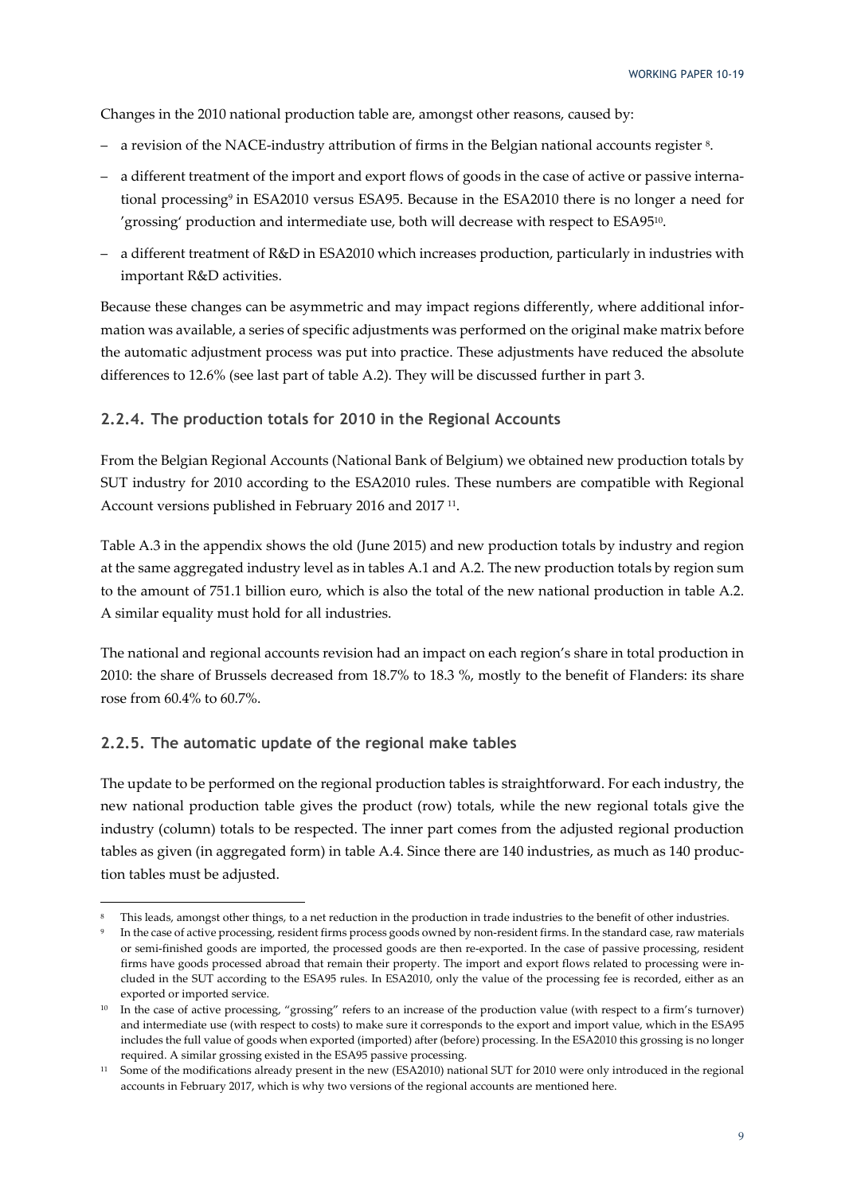Changes in the 2010 national production table are, amongst other reasons, caused by:

- a revision of the NACE-industry attribution of firms in the Belgian national accounts register [8].
- a different treatment of the import and export flows of goods in the case of active or passive international processing[9] in ESA2010 versus ESA95. Because in the ESA2010 there is no longer a need for 'grossing' production and intermediate use, both will decrease with respect to ESA95[10].
- a different treatment of R&D in ESA2010 which increases production, particularly in industries with important R&D activities.

Because these changes can be asymmetric and may impact regions differently, where additional information was available, a series of specific adjustments was performed on the original make matrix before the automatic adjustment process was put into practice. These adjustments have reduced the absolute differences to 12.6% (see last part of table A.2). They will be discussed further in part 3.

### 2.2.4. The production totals for 2010 in the Regional Accounts

From the Belgian Regional Accounts (National Bank of Belgium) we obtained new production totals by SUT industry for 2010 according to the ESA2010 rules. These numbers are compatible with Regional Account versions published in February 2016 and 2017 [11].

Table A.3 in the appendix shows the old (June 2015) and new production totals by industry and region at the same aggregated industry level as in tables A.1 and A.2. The new production totals by region sum to the amount of 751.1 billion euro, which is also the total of the new national production in table A.2. A similar equality must hold for all industries.

The national and regional accounts revision had an impact on each region's share in total production in 2010: the share of Brussels decreased from 18.7% to 18.3 %, mostly to the benefit of Flanders: its share rose from 60.4% to 60.7%.

### 2.2.5. The automatic update of the regional make tables

The update to be performed on the regional production tables is straightforward. For each industry, the new national production table gives the product (row) totals, while the new regional totals give the industry (column) totals to be respected. The inner part comes from the adjusted regional production tables as given (in aggregated form) in table A.4. Since there are 140 industries, as much as 140 production tables must be adjusted.

---

[8] This leads, amongst other things, to a net reduction in the production in trade industries to the benefit of other industries.

[9] In the case of active processing, resident firms process goods owned by non-resident firms. In the standard case, raw materials or semi-finished goods are imported, the processed goods are then re-exported. In the case of passive processing, resident firms have goods processed abroad that remain their property. The import and export flows related to processing were included in the SUT according to the ESA95 rules. In ESA2010, only the value of the processing fee is recorded, either as an exported or imported service.

[10] In the case of active processing, "grossing" refers to an increase of the production value (with respect to a firm's turnover) and intermediate use (with respect to costs) to make sure it corresponds to the export and import value, which in the ESA95 includes the full value of goods when exported (imported) after (before) processing. In the ESA2010 this grossing is no longer required. A similar grossing existed in the ESA95 passive processing.

[11] Some of the modifications already present in the new (ESA2010) national SUT for 2010 were only introduced in the regional accounts in February 2017, which is why two versions of the regional accounts are mentioned here.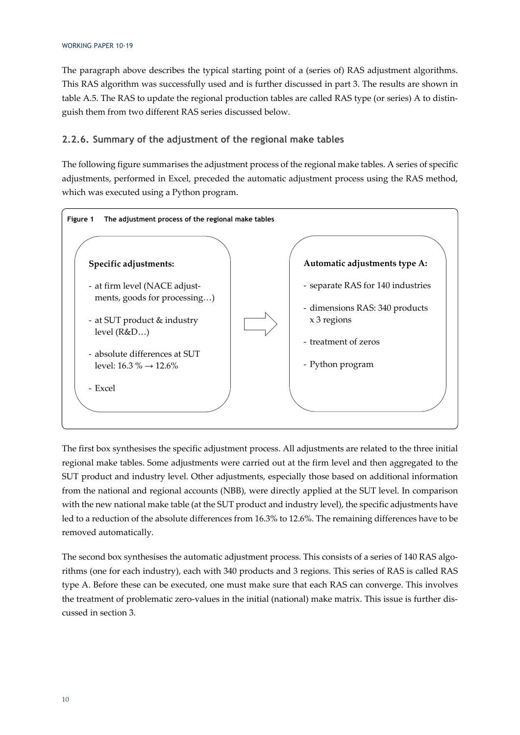The paragraph above describes the typical starting point of a (series of) RAS adjustment algorithms. This RAS algorithm was successfully used and is further discussed in part 3. The results are shown in table A.5. The RAS to update the regional production tables are called RAS type (or series) A to distinguish them from two different RAS series discussed below.

### 2.2.6. Summary of the adjustment of the regional make tables

The following figure summarises the adjustment process of the regional make tables. A series of specific adjustments, performed in Excel, preceded the automatic adjustment process using the RAS method, which was executed using a Python program.

**Figure 1 The adjustment process of the regional make tables**

**Specific adjustments:**

- at firm level (NACE adjustments, goods for processing…)
- at SUT product & industry level (R&D…)
- absolute differences at SUT level: 16.3 % → 12.6%
- Excel

**Automatic adjustments type A:**

- separate RAS for 140 industries
- dimensions RAS: 340 products x 3 regions
- treatment of zeros
- Python program

The first box synthesises the specific adjustment process. All adjustments are related to the three initial regional make tables. Some adjustments were carried out at the firm level and then aggregated to the SUT product and industry level. Other adjustments, especially those based on additional information from the national and regional accounts (NBB), were directly applied at the SUT level. In comparison with the new national make table (at the SUT product and industry level), the specific adjustments have led to a reduction of the absolute differences from 16.3% to 12.6%. The remaining differences have to be removed automatically.

The second box synthesises the automatic adjustment process. This consists of a series of 140 RAS algorithms (one for each industry), each with 340 products and 3 regions. This series of RAS is called RAS type A. Before these can be executed, one must make sure that each RAS can converge. This involves the treatment of problematic zero-values in the initial (national) make matrix. This issue is further discussed in section 3.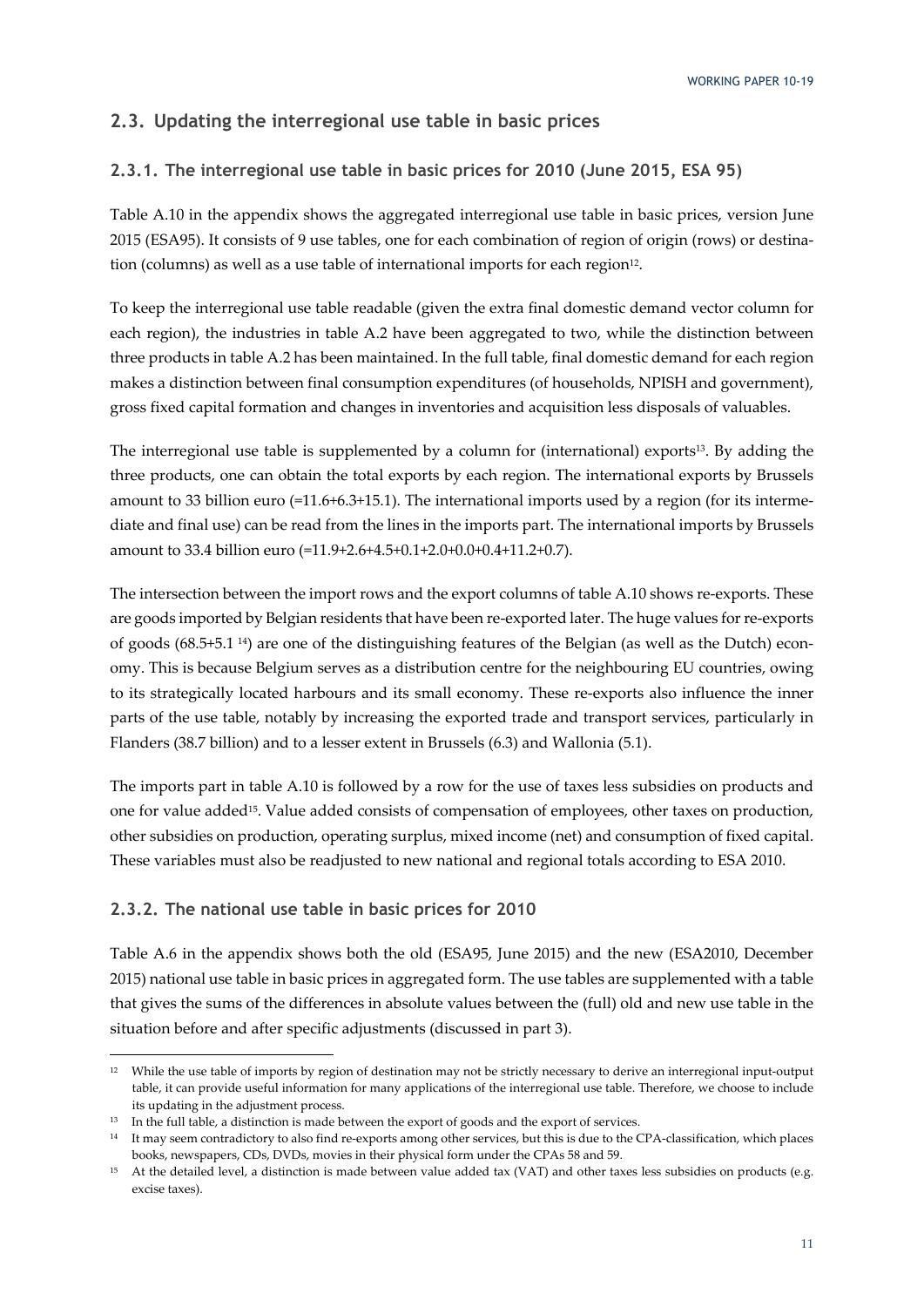## 2.3. Updating the interregional use table in basic prices

### 2.3.1. The interregional use table in basic prices for 2010 (June 2015, ESA 95)

Table A.10 in the appendix shows the aggregated interregional use table in basic prices, version June 2015 (ESA95). It consists of 9 use tables, one for each combination of region of origin (rows) or destination (columns) as well as a use table of international imports for each region[12].

To keep the interregional use table readable (given the extra final domestic demand vector column for each region), the industries in table A.2 have been aggregated to two, while the distinction between three products in table A.2 has been maintained. In the full table, final domestic demand for each region makes a distinction between final consumption expenditures (of households, NPISH and government), gross fixed capital formation and changes in inventories and acquisition less disposals of valuables.

The interregional use table is supplemented by a column for (international) exports[13]. By adding the three products, one can obtain the total exports by each region. The international exports by Brussels amount to 33 billion euro (=11.6+6.3+15.1). The international imports used by a region (for its intermediate and final use) can be read from the lines in the imports part. The international imports by Brussels amount to 33.4 billion euro (=11.9+2.6+4.5+0.1+2.0+0.0+0.4+11.2+0.7).

The intersection between the import rows and the export columns of table A.10 shows re-exports. These are goods imported by Belgian residents that have been re-exported later. The huge values for re-exports of goods (68.5+5.1 [14]) are one of the distinguishing features of the Belgian (as well as the Dutch) economy. This is because Belgium serves as a distribution centre for the neighbouring EU countries, owing to its strategically located harbours and its small economy. These re-exports also influence the inner parts of the use table, notably by increasing the exported trade and transport services, particularly in Flanders (38.7 billion) and to a lesser extent in Brussels (6.3) and Wallonia (5.1).

The imports part in table A.10 is followed by a row for the use of taxes less subsidies on products and one for value added[15]. Value added consists of compensation of employees, other taxes on production, other subsidies on production, operating surplus, mixed income (net) and consumption of fixed capital. These variables must also be readjusted to new national and regional totals according to ESA 2010.

### 2.3.2. The national use table in basic prices for 2010

Table A.6 in the appendix shows both the old (ESA95, June 2015) and the new (ESA2010, December 2015) national use table in basic prices in aggregated form. The use tables are supplemented with a table that gives the sums of the differences in absolute values between the (full) old and new use table in the situation before and after specific adjustments (discussed in part 3).

---

[12] While the use table of imports by region of destination may not be strictly necessary to derive an interregional input-output table, it can provide useful information for many applications of the interregional use table. Therefore, we choose to include its updating in the adjustment process.

[13] In the full table, a distinction is made between the export of goods and the export of services.

[14] It may seem contradictory to also find re-exports among other services, but this is due to the CPA-classification, which places books, newspapers, CDs, DVDs, movies in their physical form under the CPAs 58 and 59.

[15] At the detailed level, a distinction is made between value added tax (VAT) and other taxes less subsidies on products (e.g. excise taxes).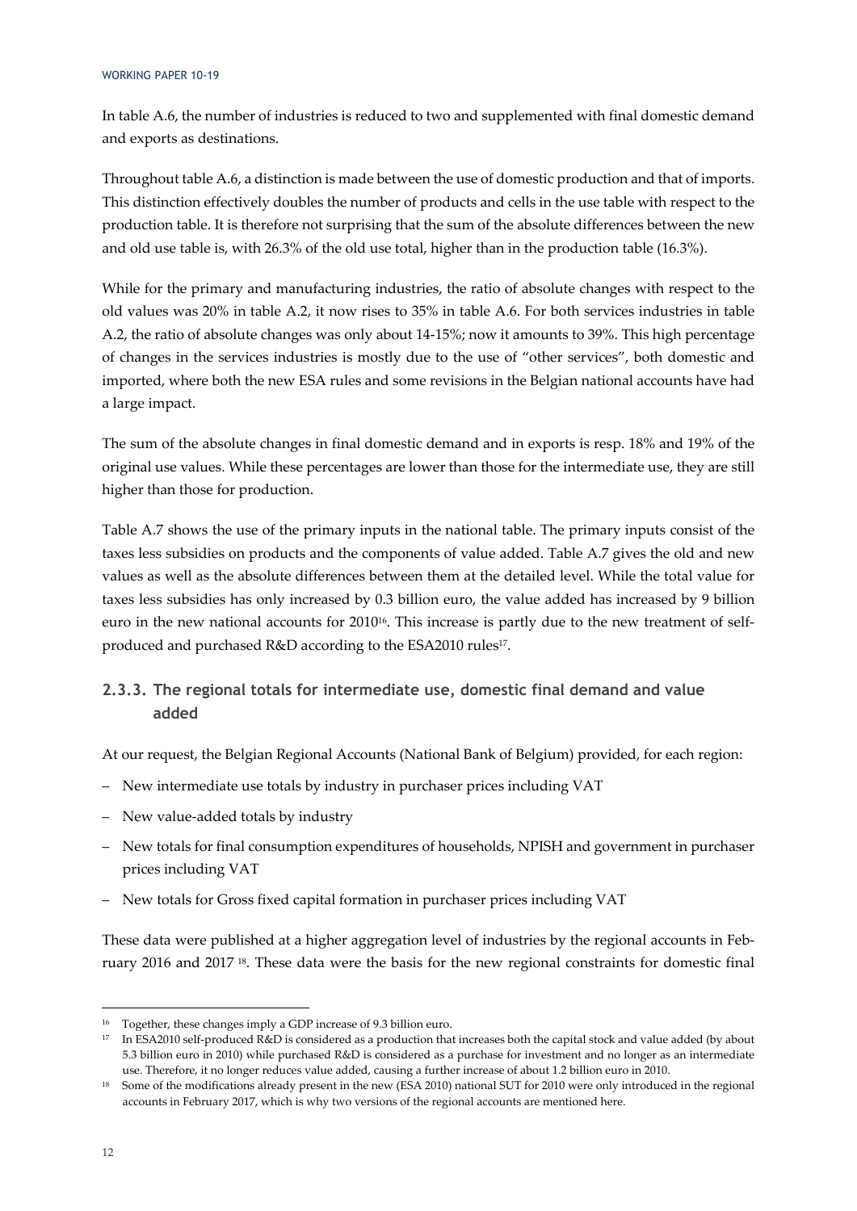In table A.6, the number of industries is reduced to two and supplemented with final domestic demand and exports as destinations.

Throughout table A.6, a distinction is made between the use of domestic production and that of imports. This distinction effectively doubles the number of products and cells in the use table with respect to the production table. It is therefore not surprising that the sum of the absolute differences between the new and old use table is, with 26.3% of the old use total, higher than in the production table (16.3%).

While for the primary and manufacturing industries, the ratio of absolute changes with respect to the old values was 20% in table A.2, it now rises to 35% in table A.6. For both services industries in table A.2, the ratio of absolute changes was only about 14-15%; now it amounts to 39%. This high percentage of changes in the services industries is mostly due to the use of "other services", both domestic and imported, where both the new ESA rules and some revisions in the Belgian national accounts have had a large impact.

The sum of the absolute changes in final domestic demand and in exports is resp. 18% and 19% of the original use values. While these percentages are lower than those for the intermediate use, they are still higher than those for production.

Table A.7 shows the use of the primary inputs in the national table. The primary inputs consist of the taxes less subsidies on products and the components of value added. Table A.7 gives the old and new values as well as the absolute differences between them at the detailed level. While the total value for taxes less subsidies has only increased by 0.3 billion euro, the value added has increased by 9 billion euro in the new national accounts for 2010[16]. This increase is partly due to the new treatment of self-produced and purchased R&D according to the ESA2010 rules[17].

### 2.3.3. The regional totals for intermediate use, domestic final demand and value added

At our request, the Belgian Regional Accounts (National Bank of Belgium) provided, for each region:

- New intermediate use totals by industry in purchaser prices including VAT
- New value-added totals by industry
- New totals for final consumption expenditures of households, NPISH and government in purchaser prices including VAT
- New totals for Gross fixed capital formation in purchaser prices including VAT

These data were published at a higher aggregation level of industries by the regional accounts in February 2016 and 2017 [18]. These data were the basis for the new regional constraints for domestic final

---

[16] Together, these changes imply a GDP increase of 9.3 billion euro.

[17] In ESA2010 self-produced R&D is considered as a production that increases both the capital stock and value added (by about 5.3 billion euro in 2010) while purchased R&D is considered as a purchase for investment and no longer as an intermediate use. Therefore, it no longer reduces value added, causing a further increase of about 1.2 billion euro in 2010.

[18] Some of the modifications already present in the new (ESA 2010) national SUT for 2010 were only introduced in the regional accounts in February 2017, which is why two versions of the regional accounts are mentioned here.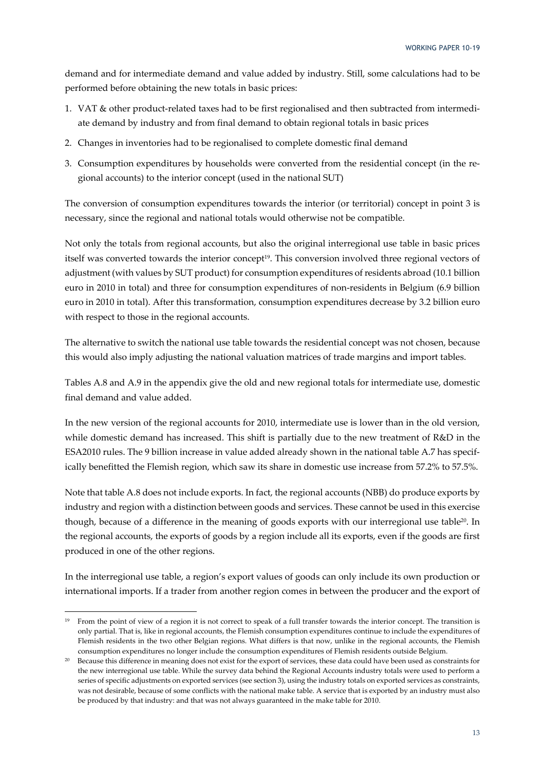demand and for intermediate demand and value added by industry. Still, some calculations had to be performed before obtaining the new totals in basic prices:

1. VAT & other product-related taxes had to be first regionalised and then subtracted from intermediate demand by industry and from final demand to obtain regional totals in basic prices
2. Changes in inventories had to be regionalised to complete domestic final demand
3. Consumption expenditures by households were converted from the residential concept (in the regional accounts) to the interior concept (used in the national SUT)

The conversion of consumption expenditures towards the interior (or territorial) concept in point 3 is necessary, since the regional and national totals would otherwise not be compatible.

Not only the totals from regional accounts, but also the original interregional use table in basic prices itself was converted towards the interior concept[19]. This conversion involved three regional vectors of adjustment (with values by SUT product) for consumption expenditures of residents abroad (10.1 billion euro in 2010 in total) and three for consumption expenditures of non-residents in Belgium (6.9 billion euro in 2010 in total). After this transformation, consumption expenditures decrease by 3.2 billion euro with respect to those in the regional accounts.

The alternative to switch the national use table towards the residential concept was not chosen, because this would also imply adjusting the national valuation matrices of trade margins and import tables.

Tables A.8 and A.9 in the appendix give the old and new regional totals for intermediate use, domestic final demand and value added.

In the new version of the regional accounts for 2010, intermediate use is lower than in the old version, while domestic demand has increased. This shift is partially due to the new treatment of R&D in the ESA2010 rules. The 9 billion increase in value added already shown in the national table A.7 has specifically benefitted the Flemish region, which saw its share in domestic use increase from 57.2% to 57.5%.

Note that table A.8 does not include exports. In fact, the regional accounts (NBB) do produce exports by industry and region with a distinction between goods and services. These cannot be used in this exercise though, because of a difference in the meaning of goods exports with our interregional use table[20]. In the regional accounts, the exports of goods by a region include all its exports, even if the goods are first produced in one of the other regions.

In the interregional use table, a region's export values of goods can only include its own production or international imports. If a trader from another region comes in between the producer and the export of

[19] From the point of view of a region it is not correct to speak of a full transfer towards the interior concept. The transition is only partial. That is, like in regional accounts, the Flemish consumption expenditures continue to include the expenditures of Flemish residents in the two other Belgian regions. What differs is that now, unlike in the regional accounts, the Flemish consumption expenditures no longer include the consumption expenditures of Flemish residents outside Belgium.

[20] Because this difference in meaning does not exist for the export of services, these data could have been used as constraints for the new interregional use table. While the survey data behind the Regional Accounts industry totals were used to perform a series of specific adjustments on exported services (see section 3), using the industry totals on exported services as constraints, was not desirable, because of some conflicts with the national make table. A service that is exported by an industry must also be produced by that industry: and that was not always guaranteed in the make table for 2010.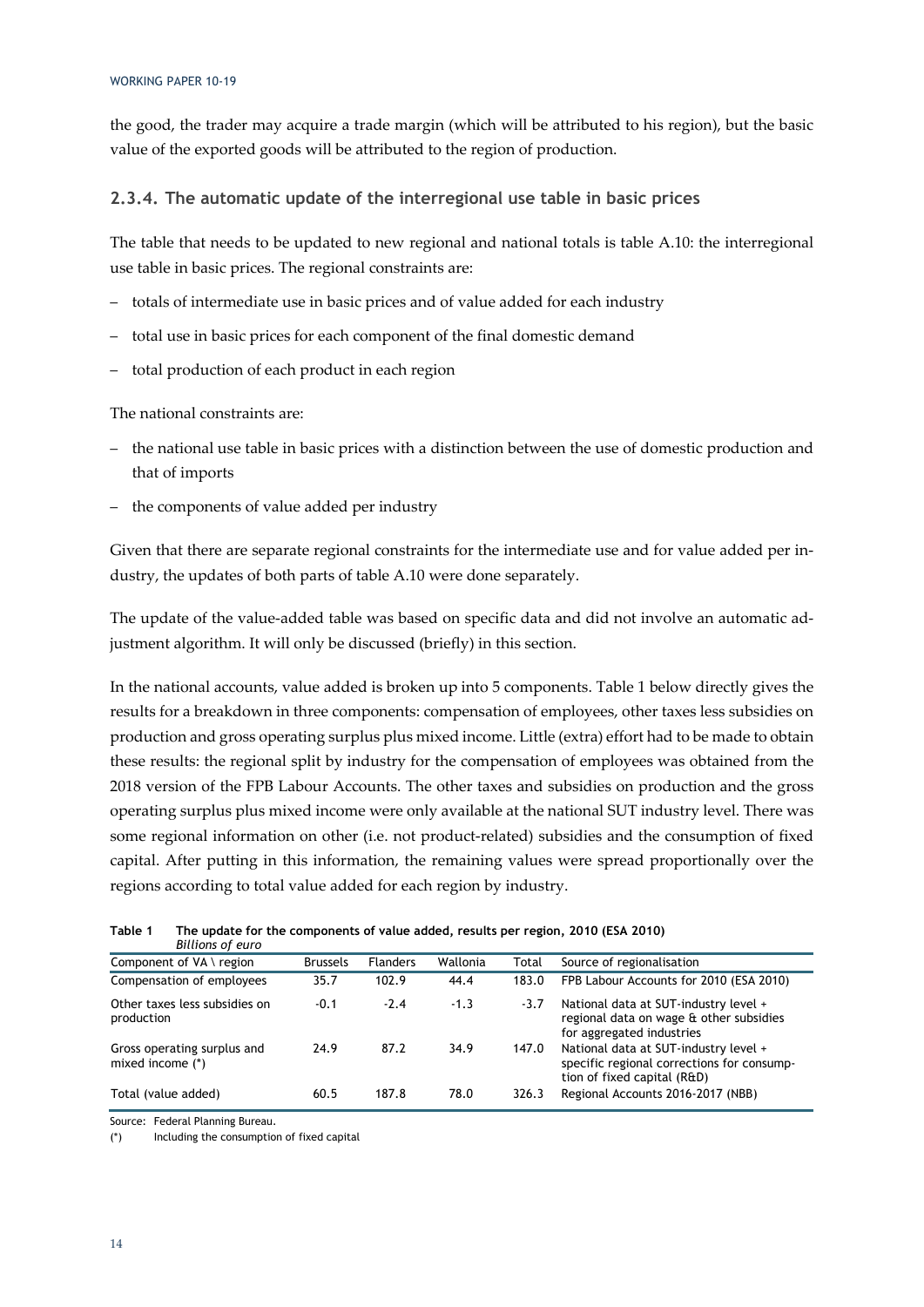the good, the trader may acquire a trade margin (which will be attributed to his region), but the basic value of the exported goods will be attributed to the region of production.

### 2.3.4. The automatic update of the interregional use table in basic prices

The table that needs to be updated to new regional and national totals is table A.10: the interregional use table in basic prices. The regional constraints are:

- totals of intermediate use in basic prices and of value added for each industry
- total use in basic prices for each component of the final domestic demand
- total production of each product in each region

The national constraints are:

- the national use table in basic prices with a distinction between the use of domestic production and that of imports
- the components of value added per industry

Given that there are separate regional constraints for the intermediate use and for value added per industry, the updates of both parts of table A.10 were done separately.

The update of the value-added table was based on specific data and did not involve an automatic adjustment algorithm. It will only be discussed (briefly) in this section.

In the national accounts, value added is broken up into 5 components. Table 1 below directly gives the results for a breakdown in three components: compensation of employees, other taxes less subsidies on production and gross operating surplus plus mixed income. Little (extra) effort had to be made to obtain these results: the regional split by industry for the compensation of employees was obtained from the 2018 version of the FPB Labour Accounts. The other taxes and subsidies on production and the gross operating surplus plus mixed income were only available at the national SUT industry level. There was some regional information on other (i.e. not product-related) subsidies and the consumption of fixed capital. After putting in this information, the remaining values were spread proportionally over the regions according to total value added for each region by industry.

**Table 1 The update for the components of value added, results per region, 2010 (ESA 2010)**
*Billions of euro*

| Component of VA \ region | Brussels | Flanders | Wallonia | Total | Source of regionalisation |
|---|---|---|---|---|---|
| Compensation of employees | 35.7 | 102.9 | 44.4 | 183.0 | FPB Labour Accounts for 2010 (ESA 2010) |
| Other taxes less subsidies on production | -0.1 | -2.4 | -1.3 | -3.7 | National data at SUT-industry level + regional data on wage & other subsidies for aggregated industries |
| Gross operating surplus and mixed income (*) | 24.9 | 87.2 | 34.9 | 147.0 | National data at SUT-industry level + specific regional corrections for consumption of fixed capital (R&D) |
| Total (value added) | 60.5 | 187.8 | 78.0 | 326.3 | Regional Accounts 2016-2017 (NBB) |

Source: Federal Planning Bureau.
(*) Including the consumption of fixed capital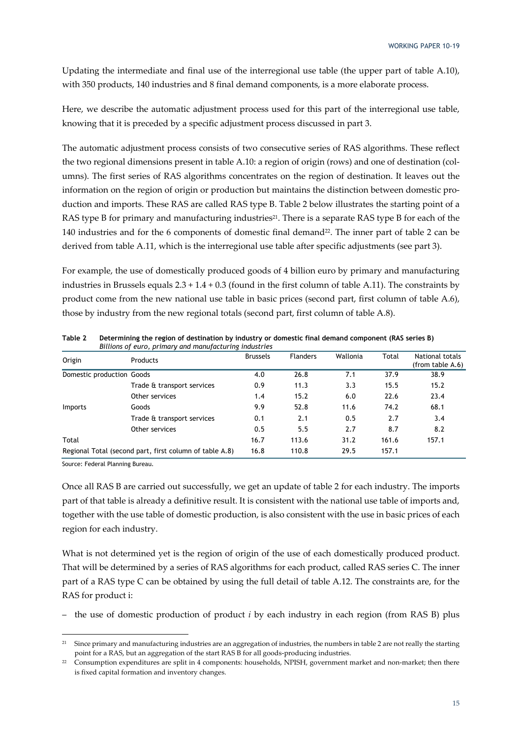Updating the intermediate and final use of the interregional use table (the upper part of table A.10), with 350 products, 140 industries and 8 final demand components, is a more elaborate process.

Here, we describe the automatic adjustment process used for this part of the interregional use table, knowing that it is preceded by a specific adjustment process discussed in part 3.

The automatic adjustment process consists of two consecutive series of RAS algorithms. These reflect the two regional dimensions present in table A.10: a region of origin (rows) and one of destination (columns). The first series of RAS algorithms concentrates on the region of destination. It leaves out the information on the region of origin or production but maintains the distinction between domestic production and imports. These RAS are called RAS type B. Table 2 below illustrates the starting point of a RAS type B for primary and manufacturing industries[21]. There is a separate RAS type B for each of the 140 industries and for the 6 components of domestic final demand[22]. The inner part of table 2 can be derived from table A.11, which is the interregional use table after specific adjustments (see part 3).

For example, the use of domestically produced goods of 4 billion euro by primary and manufacturing industries in Brussels equals 2.3 + 1.4 + 0.3 (found in the first column of table A.11). The constraints by product come from the new national use table in basic prices (second part, first column of table A.6), those by industry from the new regional totals (second part, first column of table A.8).

**Table 2 Determining the region of destination by industry or domestic final demand component (RAS series B)**
*Billions of euro, primary and manufacturing industries*

| Origin | Products | Brussels | Flanders | Wallonia | Total | National totals (from table A.6) |
|---|---|---|---|---|---|---|
| Domestic production | Goods | 4.0 | 26.8 | 7.1 | 37.9 | 38.9 |
| | Trade & transport services | 0.9 | 11.3 | 3.3 | 15.5 | 15.2 |
| | Other services | 1.4 | 15.2 | 6.0 | 22.6 | 23.4 |
| Imports | Goods | 9.9 | 52.8 | 11.6 | 74.2 | 68.1 |
| | Trade & transport services | 0.1 | 2.1 | 0.5 | 2.7 | 3.4 |
| | Other services | 0.5 | 5.5 | 2.7 | 8.7 | 8.2 |
| Total | | 16.7 | 113.6 | 31.2 | 161.6 | 157.1 |
| Regional Total (second part, first column of table A.8) | | 16.8 | 110.8 | 29.5 | 157.1 | |

Source: Federal Planning Bureau.

Once all RAS B are carried out successfully, we get an update of table 2 for each industry. The imports part of that table is already a definitive result. It is consistent with the national use table of imports and, together with the use table of domestic production, is also consistent with the use in basic prices of each region for each industry.

What is not determined yet is the region of origin of the use of each domestically produced product. That will be determined by a series of RAS algorithms for each product, called RAS series C. The inner part of a RAS type C can be obtained by using the full detail of table A.12. The constraints are, for the RAS for product i:

– the use of domestic production of product *i* by each industry in each region (from RAS B) plus

[21] Since primary and manufacturing industries are an aggregation of industries, the numbers in table 2 are not really the starting point for a RAS, but an aggregation of the start RAS B for all goods-producing industries.

[22] Consumption expenditures are split in 4 components: households, NPISH, government market and non-market; then there is fixed capital formation and inventory changes.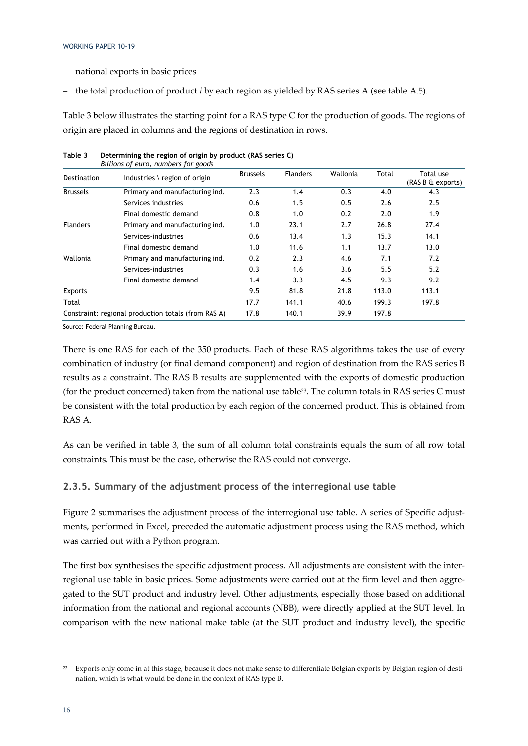national exports in basic prices

– the total production of product *i* by each region as yielded by RAS series A (see table A.5).

Table 3 below illustrates the starting point for a RAS type C for the production of goods. The regions of origin are placed in columns and the regions of destination in rows.

**Table 3 Determining the region of origin by product (RAS series C)**
*Billions of euro, numbers for goods*

| Destination | Industries \ region of origin | Brussels | Flanders | Wallonia | Total | Total use (RAS B & exports) |
|---|---|---|---|---|---|---|
| Brussels | Primary and manufacturing ind. | 2.3 | 1.4 | 0.3 | 4.0 | 4.3 |
| | Services industries | 0.6 | 1.5 | 0.5 | 2.6 | 2.5 |
| | Final domestic demand | 0.8 | 1.0 | 0.2 | 2.0 | 1.9 |
| Flanders | Primary and manufacturing ind. | 1.0 | 23.1 | 2.7 | 26.8 | 27.4 |
| | Services-industries | 0.6 | 13.4 | 1.3 | 15.3 | 14.1 |
| | Final domestic demand | 1.0 | 11.6 | 1.1 | 13.7 | 13.0 |
| Wallonia | Primary and manufacturing ind. | 0.2 | 2.3 | 4.6 | 7.1 | 7.2 |
| | Services-industries | 0.3 | 1.6 | 3.6 | 5.5 | 5.2 |
| | Final domestic demand | 1.4 | 3.3 | 4.5 | 9.3 | 9.2 |
| Exports | | 9.5 | 81.8 | 21.8 | 113.0 | 113.1 |
| Total | | 17.7 | 141.1 | 40.6 | 199.3 | 197.8 |
| Constraint: regional production totals (from RAS A) | | 17.8 | 140.1 | 39.9 | 197.8 | |

Source: Federal Planning Bureau.

There is one RAS for each of the 350 products. Each of these RAS algorithms takes the use of every combination of industry (or final demand component) and region of destination from the RAS series B results as a constraint. The RAS B results are supplemented with the exports of domestic production (for the product concerned) taken from the national use table[23]. The column totals in RAS series C must be consistent with the total production by each region of the concerned product. This is obtained from RAS A.

As can be verified in table 3, the sum of all column total constraints equals the sum of all row total constraints. This must be the case, otherwise the RAS could not converge.

### 2.3.5. Summary of the adjustment process of the interregional use table

Figure 2 summarises the adjustment process of the interregional use table. A series of Specific adjustments, performed in Excel, preceded the automatic adjustment process using the RAS method, which was carried out with a Python program.

The first box synthesises the specific adjustment process. All adjustments are consistent with the interregional use table in basic prices. Some adjustments were carried out at the firm level and then aggregated to the SUT product and industry level. Other adjustments, especially those based on additional information from the national and regional accounts (NBB), were directly applied at the SUT level. In comparison with the new national make table (at the SUT product and industry level), the specific

[23] Exports only come in at this stage, because it does not make sense to differentiate Belgian exports by Belgian region of destination, which is what would be done in the context of RAS type B.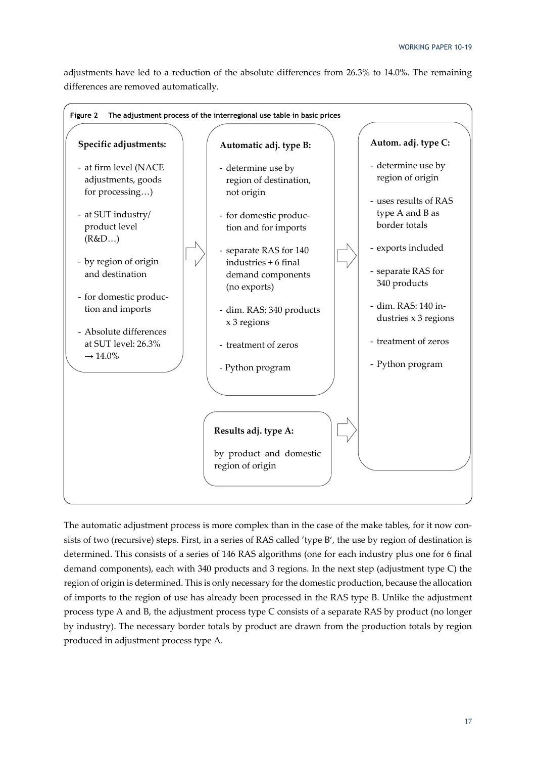adjustments have led to a reduction of the absolute differences from 26.3% to 14.0%. The remaining differences are removed automatically.

**Figure 2 The adjustment process of the interregional use table in basic prices**

**Specific adjustments:**

- at firm level (NACE adjustments, goods for processing…)
- at SUT industry/ product level (R&D…)
- by region of origin and destination
- for domestic production and imports
- Absolute differences at SUT level: 26.3% → 14.0%

**Automatic adj. type B:**

- determine use by region of destination, not origin
- for domestic production and for imports
- separate RAS for 140 industries + 6 final demand components (no exports)
- dim. RAS: 340 products x 3 regions
- treatment of zeros
- Python program

**Results adj. type A:**

by product and domestic region of origin

**Autom. adj. type C:**

- determine use by region of origin
- uses results of RAS type A and B as border totals
- exports included
- separate RAS for 340 products
- dim. RAS: 140 industries x 3 regions
- treatment of zeros
- Python program

The automatic adjustment process is more complex than in the case of the make tables, for it now consists of two (recursive) steps. First, in a series of RAS called 'type B', the use by region of destination is determined. This consists of a series of 146 RAS algorithms (one for each industry plus one for 6 final demand components), each with 340 products and 3 regions. In the next step (adjustment type C) the region of origin is determined. This is only necessary for the domestic production, because the allocation of imports to the region of use has already been processed in the RAS type B. Unlike the adjustment process type A and B, the adjustment process type C consists of a separate RAS by product (no longer by industry). The necessary border totals by product are drawn from the production totals by region produced in adjustment process type A.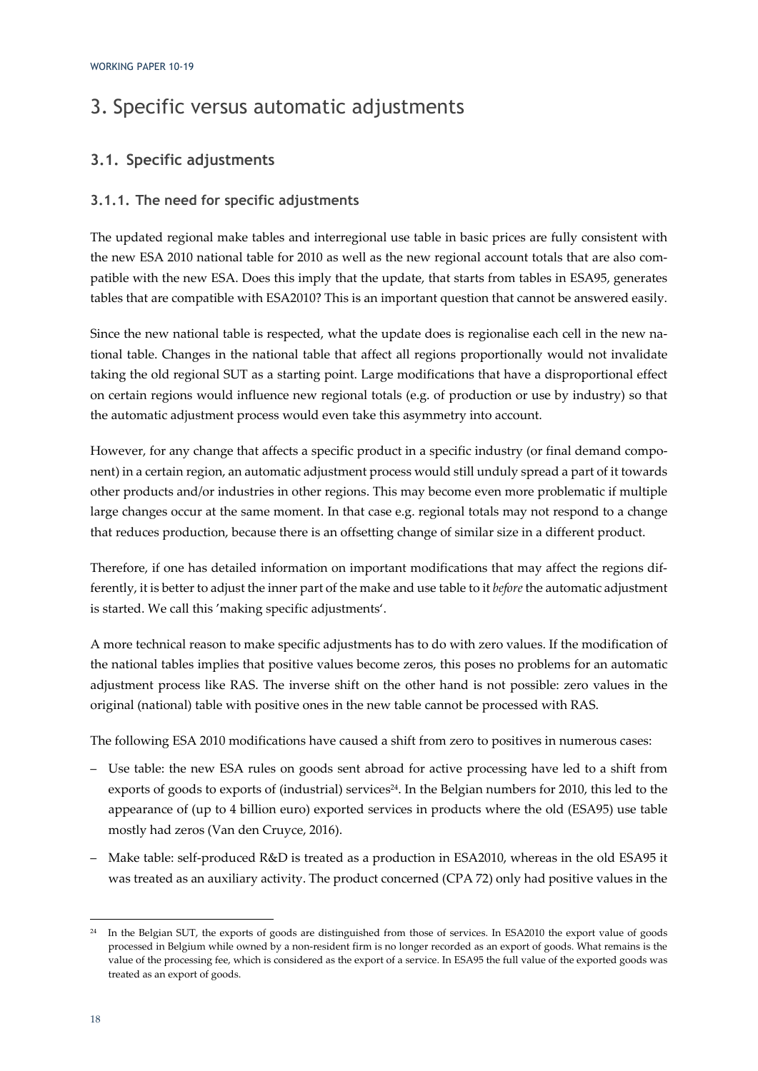# 3. Specific versus automatic adjustments

## 3.1. Specific adjustments

### 3.1.1. The need for specific adjustments

The updated regional make tables and interregional use table in basic prices are fully consistent with the new ESA 2010 national table for 2010 as well as the new regional account totals that are also compatible with the new ESA. Does this imply that the update, that starts from tables in ESA95, generates tables that are compatible with ESA2010? This is an important question that cannot be answered easily.

Since the new national table is respected, what the update does is regionalise each cell in the new national table. Changes in the national table that affect all regions proportionally would not invalidate taking the old regional SUT as a starting point. Large modifications that have a disproportional effect on certain regions would influence new regional totals (e.g. of production or use by industry) so that the automatic adjustment process would even take this asymmetry into account.

However, for any change that affects a specific product in a specific industry (or final demand component) in a certain region, an automatic adjustment process would still unduly spread a part of it towards other products and/or industries in other regions. This may become even more problematic if multiple large changes occur at the same moment. In that case e.g. regional totals may not respond to a change that reduces production, because there is an offsetting change of similar size in a different product.

Therefore, if one has detailed information on important modifications that may affect the regions differently, it is better to adjust the inner part of the make and use table to it *before* the automatic adjustment is started. We call this 'making specific adjustments'.

A more technical reason to make specific adjustments has to do with zero values. If the modification of the national tables implies that positive values become zeros, this poses no problems for an automatic adjustment process like RAS. The inverse shift on the other hand is not possible: zero values in the original (national) table with positive ones in the new table cannot be processed with RAS.

The following ESA 2010 modifications have caused a shift from zero to positives in numerous cases:

- Use table: the new ESA rules on goods sent abroad for active processing have led to a shift from exports of goods to exports of (industrial) services[24]. In the Belgian numbers for 2010, this led to the appearance of (up to 4 billion euro) exported services in products where the old (ESA95) use table mostly had zeros (Van den Cruyce, 2016).
- Make table: self-produced R&D is treated as a production in ESA2010, whereas in the old ESA95 it was treated as an auxiliary activity. The product concerned (CPA 72) only had positive values in the

[24] In the Belgian SUT, the exports of goods are distinguished from those of services. In ESA2010 the export value of goods processed in Belgium while owned by a non-resident firm is no longer recorded as an export of goods. What remains is the value of the processing fee, which is considered as the export of a service. In ESA95 the full value of the exported goods was treated as an export of goods.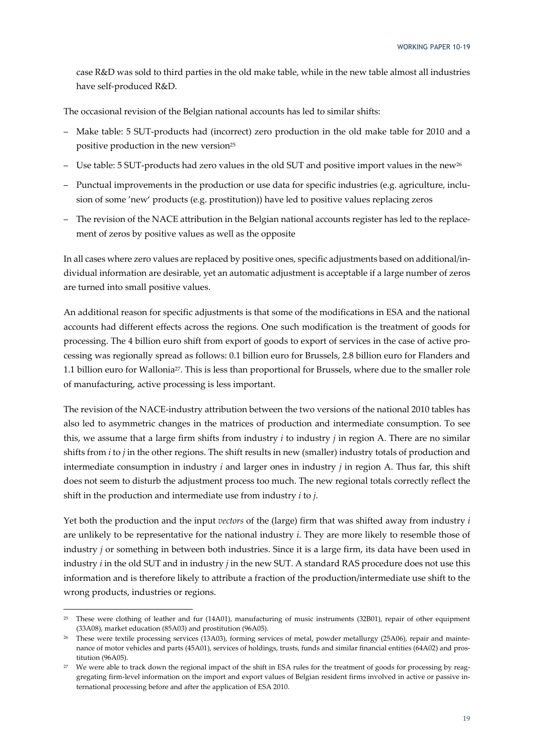case R&D was sold to third parties in the old make table, while in the new table almost all industries have self-produced R&D.

The occasional revision of the Belgian national accounts has led to similar shifts:

– Make table: 5 SUT-products had (incorrect) zero production in the old make table for 2010 and a positive production in the new version[25]

– Use table: 5 SUT-products had zero values in the old SUT and positive import values in the new[26]

– Punctual improvements in the production or use data for specific industries (e.g. agriculture, inclusion of some 'new' products (e.g. prostitution)) have led to positive values replacing zeros

– The revision of the NACE attribution in the Belgian national accounts register has led to the replacement of zeros by positive values as well as the opposite

In all cases where zero values are replaced by positive ones, specific adjustments based on additional/individual information are desirable, yet an automatic adjustment is acceptable if a large number of zeros are turned into small positive values.

An additional reason for specific adjustments is that some of the modifications in ESA and the national accounts had different effects across the regions. One such modification is the treatment of goods for processing. The 4 billion euro shift from export of goods to export of services in the case of active processing was regionally spread as follows: 0.1 billion euro for Brussels, 2.8 billion euro for Flanders and 1.1 billion euro for Wallonia[27]. This is less than proportional for Brussels, where due to the smaller role of manufacturing, active processing is less important.

The revision of the NACE-industry attribution between the two versions of the national 2010 tables has also led to asymmetric changes in the matrices of production and intermediate consumption. To see this, we assume that a large firm shifts from industry $i$ to industry $j$ in region A. There are no similar shifts from $i$ to $j$ in the other regions. The shift results in new (smaller) industry totals of production and intermediate consumption in industry $i$ and larger ones in industry $j$ in region A. Thus far, this shift does not seem to disturb the adjustment process too much. The new regional totals correctly reflect the shift in the production and intermediate use from industry $i$ to $j$.

Yet both the production and the input *vectors* of the (large) firm that was shifted away from industry $i$ are unlikely to be representative for the national industry $i$. They are more likely to resemble those of industry $j$ or something in between both industries. Since it is a large firm, its data have been used in industry $i$ in the old SUT and in industry $j$ in the new SUT. A standard RAS procedure does not use this information and is therefore likely to attribute a fraction of the production/intermediate use shift to the wrong products, industries or regions.

---

[25] These were clothing of leather and fur (14A01), manufacturing of music instruments (32B01), repair of other equipment (33A08), market education (85A03) and prostitution (96A05).

[26] These were textile processing services (13A03), forming services of metal, powder metallurgy (25A06), repair and maintenance of motor vehicles and parts (45A01), services of holdings, trusts, funds and similar financial entities (64A02) and prostitution (96A05).

[27] We were able to track down the regional impact of the shift in ESA rules for the treatment of goods for processing by reaggregating firm-level information on the import and export values of Belgian resident firms involved in active or passive international processing before and after the application of ESA 2010.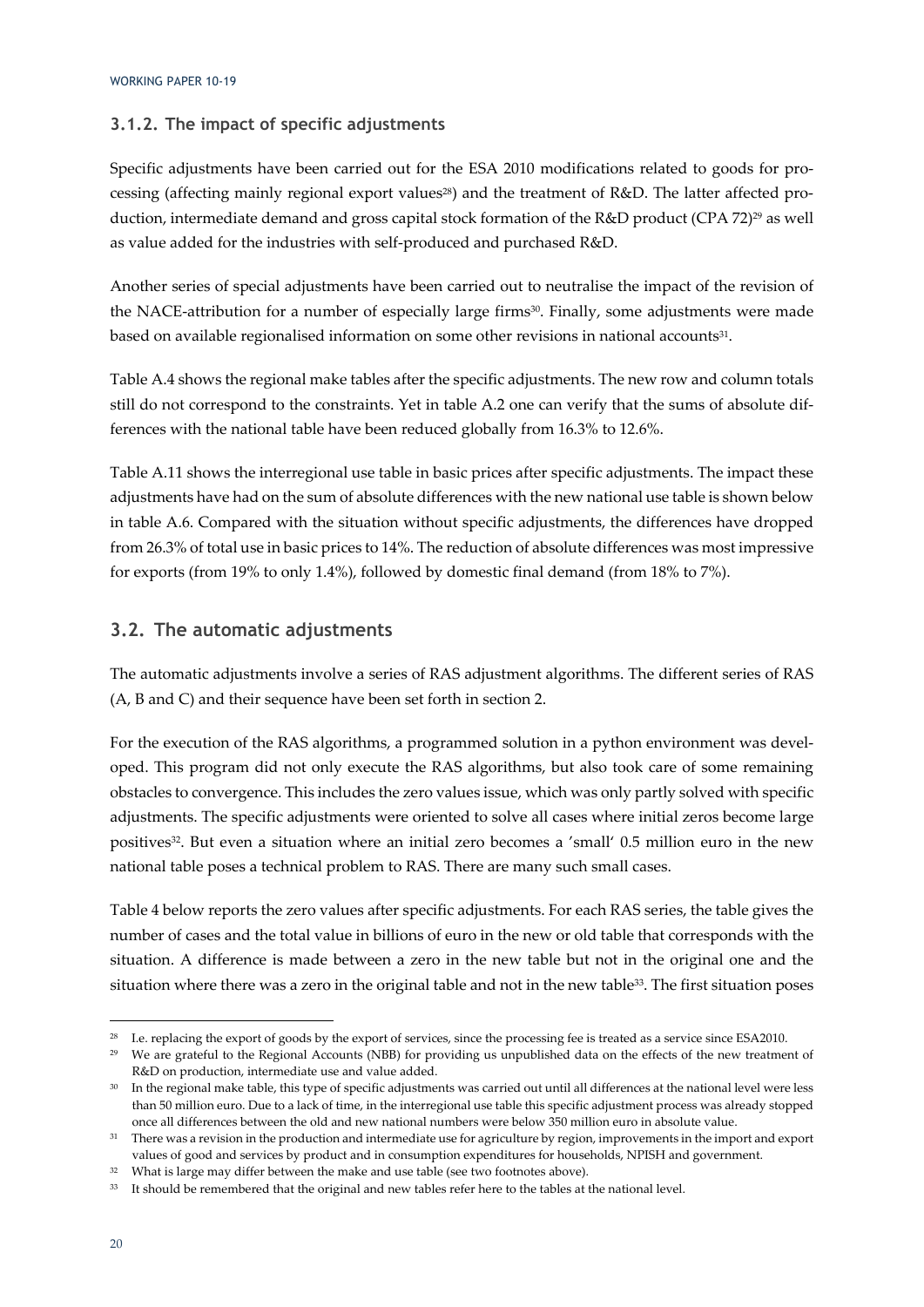### 3.1.2. The impact of specific adjustments

Specific adjustments have been carried out for the ESA 2010 modifications related to goods for processing (affecting mainly regional export values[28]) and the treatment of R&D. The latter affected production, intermediate demand and gross capital stock formation of the R&D product (CPA 72)[29] as well as value added for the industries with self-produced and purchased R&D.

Another series of special adjustments have been carried out to neutralise the impact of the revision of the NACE-attribution for a number of especially large firms[30]. Finally, some adjustments were made based on available regionalised information on some other revisions in national accounts[31].

Table A.4 shows the regional make tables after the specific adjustments. The new row and column totals still do not correspond to the constraints. Yet in table A.2 one can verify that the sums of absolute differences with the national table have been reduced globally from 16.3% to 12.6%.

Table A.11 shows the interregional use table in basic prices after specific adjustments. The impact these adjustments have had on the sum of absolute differences with the new national use table is shown below in table A.6. Compared with the situation without specific adjustments, the differences have dropped from 26.3% of total use in basic prices to 14%. The reduction of absolute differences was most impressive for exports (from 19% to only 1.4%), followed by domestic final demand (from 18% to 7%).

## 3.2. The automatic adjustments

The automatic adjustments involve a series of RAS adjustment algorithms. The different series of RAS (A, B and C) and their sequence have been set forth in section 2.

For the execution of the RAS algorithms, a programmed solution in a python environment was developed. This program did not only execute the RAS algorithms, but also took care of some remaining obstacles to convergence. This includes the zero values issue, which was only partly solved with specific adjustments. The specific adjustments were oriented to solve all cases where initial zeros become large positives[32]. But even a situation where an initial zero becomes a 'small' 0.5 million euro in the new national table poses a technical problem to RAS. There are many such small cases.

Table 4 below reports the zero values after specific adjustments. For each RAS series, the table gives the number of cases and the total value in billions of euro in the new or old table that corresponds with the situation. A difference is made between a zero in the new table but not in the original one and the situation where there was a zero in the original table and not in the new table[33]. The first situation poses

---

[28] I.e. replacing the export of goods by the export of services, since the processing fee is treated as a service since ESA2010.

[29] We are grateful to the Regional Accounts (NBB) for providing us unpublished data on the effects of the new treatment of R&D on production, intermediate use and value added.

[30] In the regional make table, this type of specific adjustments was carried out until all differences at the national level were less than 50 million euro. Due to a lack of time, in the interregional use table this specific adjustment process was already stopped once all differences between the old and new national numbers were below 350 million euro in absolute value.

[31] There was a revision in the production and intermediate use for agriculture by region, improvements in the import and export values of good and services by product and in consumption expenditures for households, NPISH and government.

[32] What is large may differ between the make and use table (see two footnotes above).

[33] It should be remembered that the original and new tables refer here to the tables at the national level.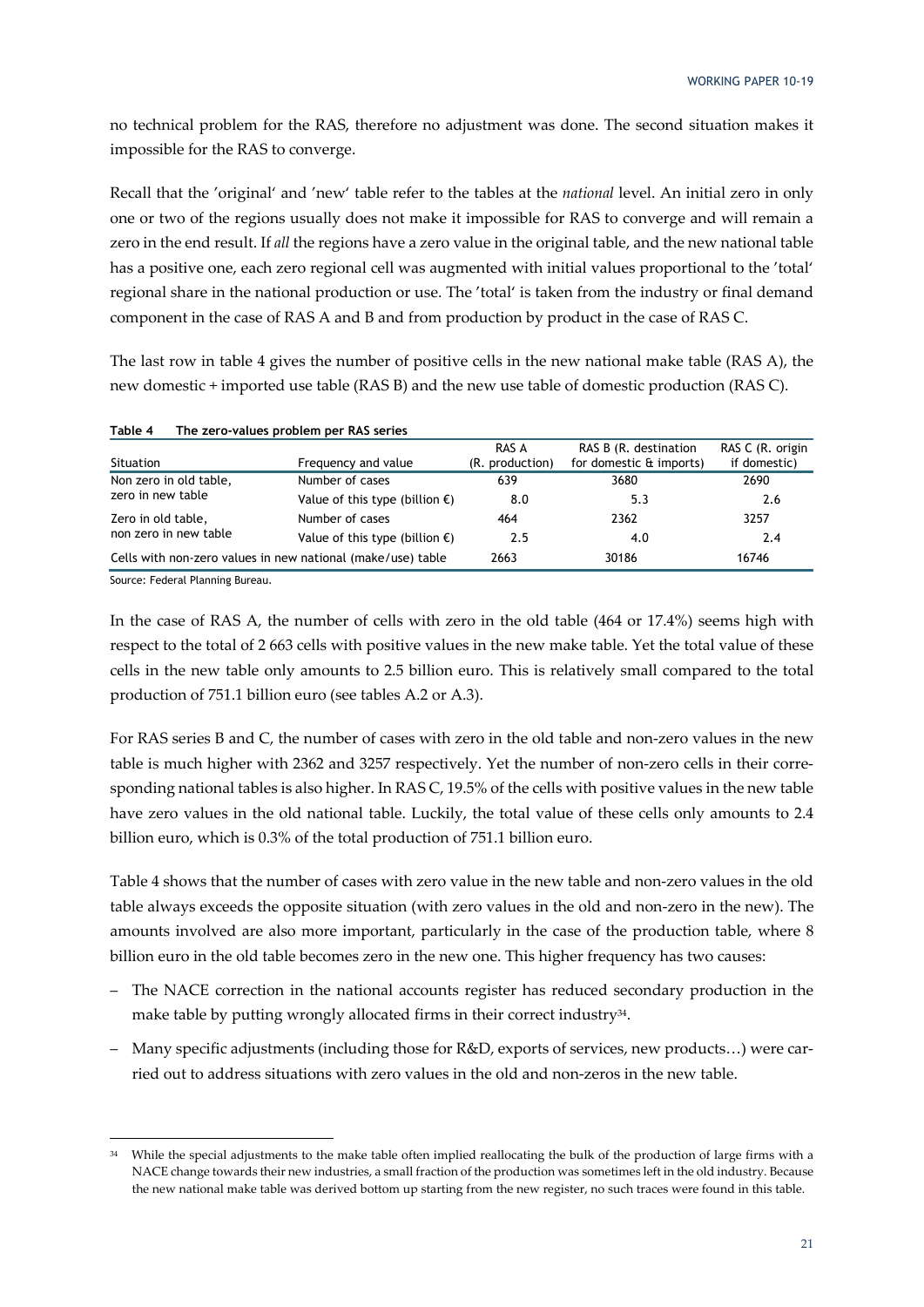no technical problem for the RAS, therefore no adjustment was done. The second situation makes it impossible for the RAS to converge.

Recall that the 'original' and 'new' table refer to the tables at the *national* level. An initial zero in only one or two of the regions usually does not make it impossible for RAS to converge and will remain a zero in the end result. If *all* the regions have a zero value in the original table, and the new national table has a positive one, each zero regional cell was augmented with initial values proportional to the 'total' regional share in the national production or use. The 'total' is taken from the industry or final demand component in the case of RAS A and B and from production by product in the case of RAS C.

The last row in table 4 gives the number of positive cells in the new national make table (RAS A), the new domestic + imported use table (RAS B) and the new use table of domestic production (RAS C).

**Table 4 The zero-values problem per RAS series**

| Situation | Frequency and value | RAS A (R. production) | RAS B (R. destination for domestic & imports) | RAS C (R. origin if domestic) |
|---|---|---|---|---|
| Non zero in old table, zero in new table | Number of cases | 639 | 3680 | 2690 |
| | Value of this type (billion €) | 8.0 | 5.3 | 2.6 |
| Zero in old table, non zero in new table | Number of cases | 464 | 2362 | 3257 |
| | Value of this type (billion €) | 2.5 | 4.0 | 2.4 |
| Cells with non-zero values in new national (make/use) table | | 2663 | 30186 | 16746 |

Source: Federal Planning Bureau.

In the case of RAS A, the number of cells with zero in the old table (464 or 17.4%) seems high with respect to the total of 2 663 cells with positive values in the new make table. Yet the total value of these cells in the new table only amounts to 2.5 billion euro. This is relatively small compared to the total production of 751.1 billion euro (see tables A.2 or A.3).

For RAS series B and C, the number of cases with zero in the old table and non-zero values in the new table is much higher with 2362 and 3257 respectively. Yet the number of non-zero cells in their corresponding national tables is also higher. In RAS C, 19.5% of the cells with positive values in the new table have zero values in the old national table. Luckily, the total value of these cells only amounts to 2.4 billion euro, which is 0.3% of the total production of 751.1 billion euro.

Table 4 shows that the number of cases with zero value in the new table and non-zero values in the old table always exceeds the opposite situation (with zero values in the old and non-zero in the new). The amounts involved are also more important, particularly in the case of the production table, where 8 billion euro in the old table becomes zero in the new one. This higher frequency has two causes:

- The NACE correction in the national accounts register has reduced secondary production in the make table by putting wrongly allocated firms in their correct industry[34].
- Many specific adjustments (including those for R&D, exports of services, new products…) were carried out to address situations with zero values in the old and non-zeros in the new table.

[34] While the special adjustments to the make table often implied reallocating the bulk of the production of large firms with a NACE change towards their new industries, a small fraction of the production was sometimes left in the old industry. Because the new national make table was derived bottom up starting from the new register, no such traces were found in this table.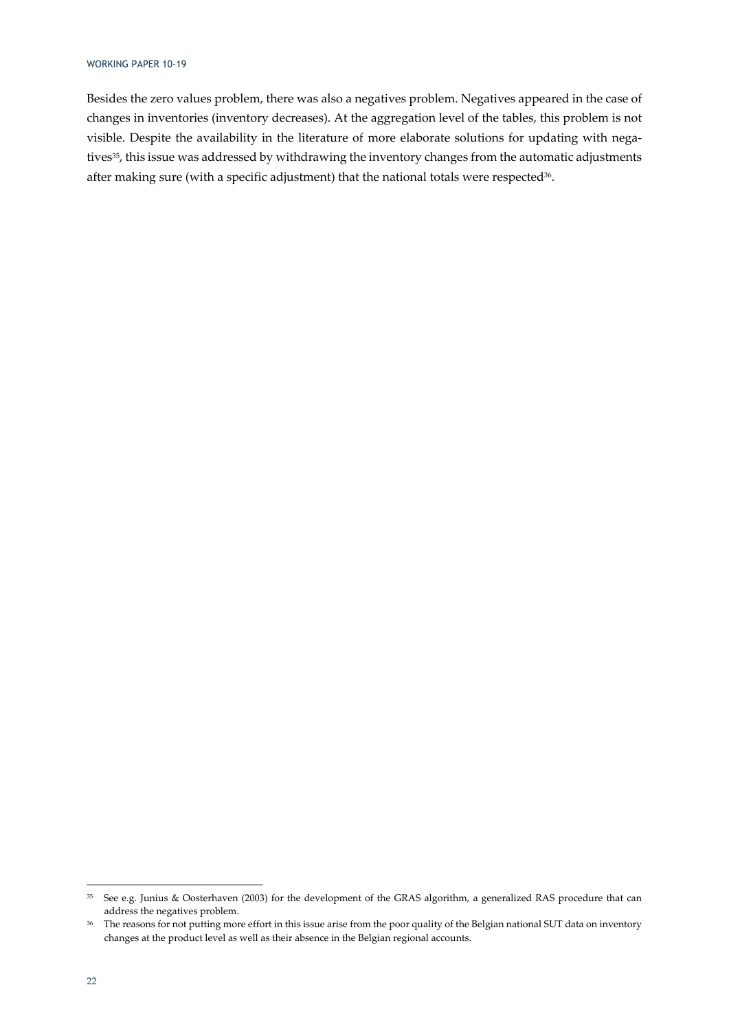Besides the zero values problem, there was also a negatives problem. Negatives appeared in the case of changes in inventories (inventory decreases). At the aggregation level of the tables, this problem is not visible. Despite the availability in the literature of more elaborate solutions for updating with negatives[35], this issue was addressed by withdrawing the inventory changes from the automatic adjustments after making sure (with a specific adjustment) that the national totals were respected[36].

---

[35] See e.g. Junius & Oosterhaven (2003) for the development of the GRAS algorithm, a generalized RAS procedure that can address the negatives problem.

[36] The reasons for not putting more effort in this issue arise from the poor quality of the Belgian national SUT data on inventory changes at the product level as well as their absence in the Belgian regional accounts.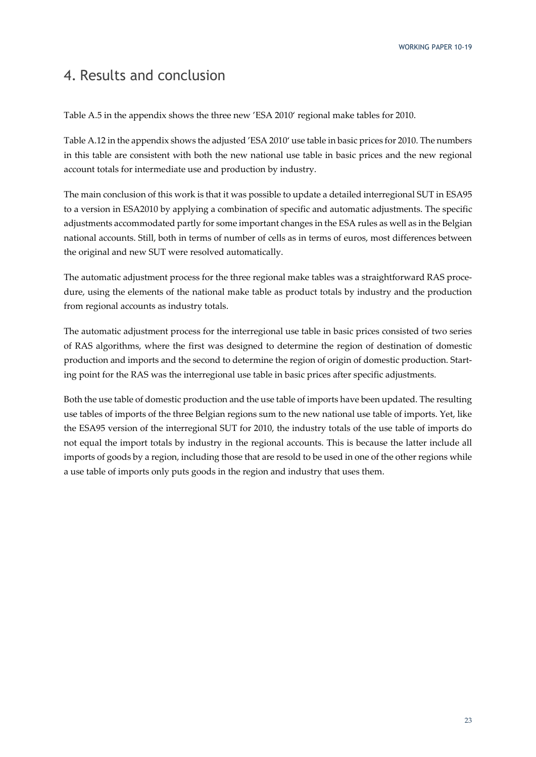# 4. Results and conclusion

Table A.5 in the appendix shows the three new 'ESA 2010' regional make tables for 2010.

Table A.12 in the appendix shows the adjusted 'ESA 2010' use table in basic prices for 2010. The numbers in this table are consistent with both the new national use table in basic prices and the new regional account totals for intermediate use and production by industry.

The main conclusion of this work is that it was possible to update a detailed interregional SUT in ESA95 to a version in ESA2010 by applying a combination of specific and automatic adjustments. The specific adjustments accommodated partly for some important changes in the ESA rules as well as in the Belgian national accounts. Still, both in terms of number of cells as in terms of euros, most differences between the original and new SUT were resolved automatically.

The automatic adjustment process for the three regional make tables was a straightforward RAS procedure, using the elements of the national make table as product totals by industry and the production from regional accounts as industry totals.

The automatic adjustment process for the interregional use table in basic prices consisted of two series of RAS algorithms, where the first was designed to determine the region of destination of domestic production and imports and the second to determine the region of origin of domestic production. Starting point for the RAS was the interregional use table in basic prices after specific adjustments.

Both the use table of domestic production and the use table of imports have been updated. The resulting use tables of imports of the three Belgian regions sum to the new national use table of imports. Yet, like the ESA95 version of the interregional SUT for 2010, the industry totals of the use table of imports do not equal the import totals by industry in the regional accounts. This is because the latter include all imports of goods by a region, including those that are resold to be used in one of the other regions while a use table of imports only puts goods in the region and industry that uses them.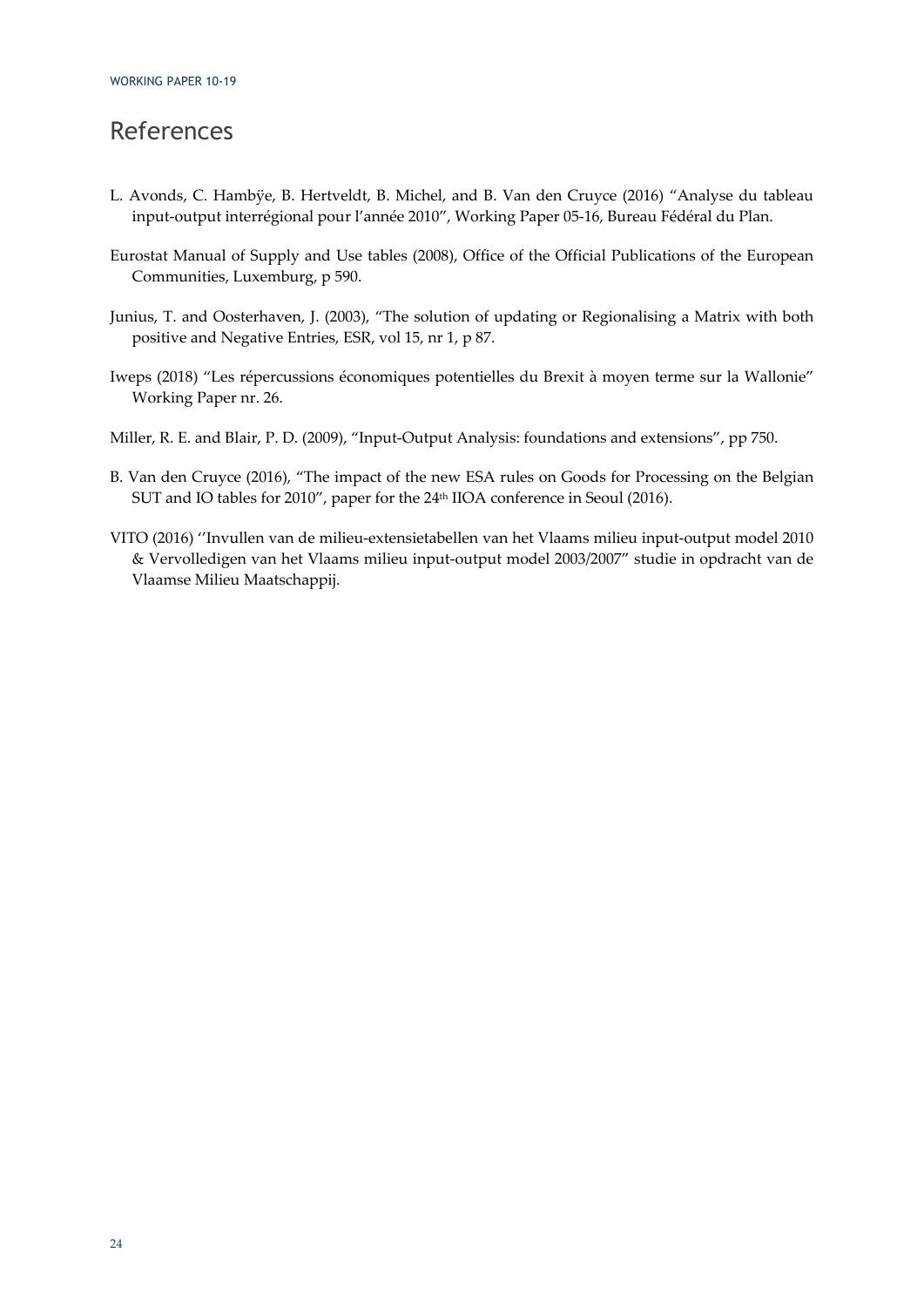# References

L. Avonds, C. Hambÿe, B. Hertveldt, B. Michel, and B. Van den Cruyce (2016) "Analyse du tableau input-output interrégional pour l'année 2010", Working Paper 05-16, Bureau Fédéral du Plan.

Eurostat Manual of Supply and Use tables (2008), Office of the Official Publications of the European Communities, Luxemburg, p 590.

Junius, T. and Oosterhaven, J. (2003), "The solution of updating or Regionalising a Matrix with both positive and Negative Entries, ESR, vol 15, nr 1, p 87.

Iweps (2018) "Les répercussions économiques potentielles du Brexit à moyen terme sur la Wallonie" Working Paper nr. 26.

Miller, R. E. and Blair, P. D. (2009), "Input-Output Analysis: foundations and extensions", pp 750.

B. Van den Cruyce (2016), "The impact of the new ESA rules on Goods for Processing on the Belgian SUT and IO tables for 2010", paper for the 24th IIOA conference in Seoul (2016).

VITO (2016) ''Invullen van de milieu-extensietabellen van het Vlaams milieu input-output model 2010 & Vervolledigen van het Vlaams milieu input-output model 2003/2007" studie in opdracht van de Vlaamse Milieu Maatschappij.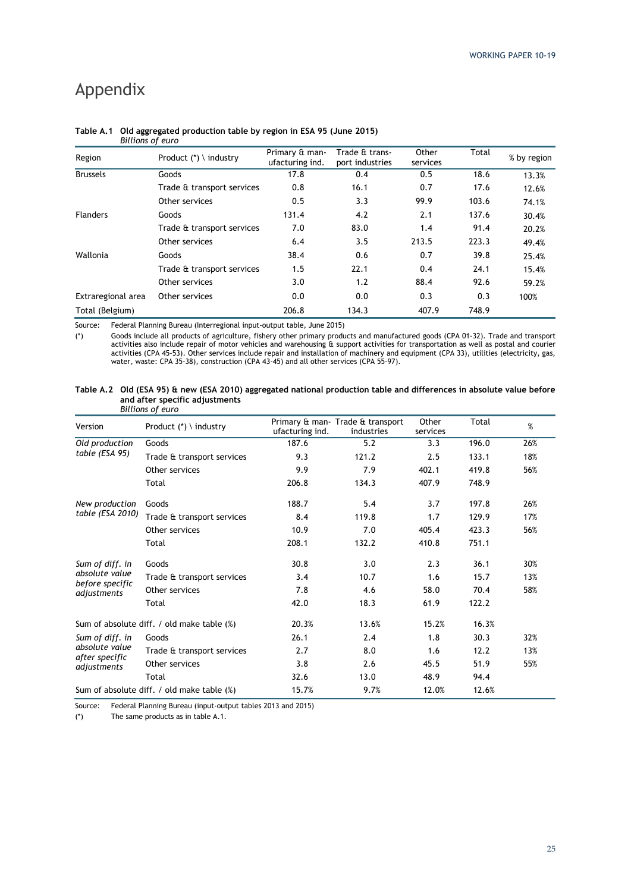# Appendix

**Table A.1 Old aggregated production table by region in ESA 95 (June 2015)**
*Billions of euro*

| Region | Product (*) \ industry | Primary & manufacturing ind. | Trade & transport industries | Other services | Total | % by region |
|---|---|---|---|---|---|---|
| Brussels | Goods | 17.8 | 0.4 | 0.5 | 18.6 | 13.3% |
| | Trade & transport services | 0.8 | 16.1 | 0.7 | 17.6 | 12.6% |
| | Other services | 0.5 | 3.3 | 99.9 | 103.6 | 74.1% |
| Flanders | Goods | 131.4 | 4.2 | 2.1 | 137.6 | 30.4% |
| | Trade & transport services | 7.0 | 83.0 | 1.4 | 91.4 | 20.2% |
| | Other services | 6.4 | 3.5 | 213.5 | 223.3 | 49.4% |
| Wallonia | Goods | 38.4 | 0.6 | 0.7 | 39.8 | 25.4% |
| | Trade & transport services | 1.5 | 22.1 | 0.4 | 24.1 | 15.4% |
| | Other services | 3.0 | 1.2 | 88.4 | 92.6 | 59.2% |
| Extraregional area | Other services | 0.0 | 0.0 | 0.3 | 0.3 | 100% |
| Total (Belgium) | | 206.8 | 134.3 | 407.9 | 748.9 | |

Source: Federal Planning Bureau (Interregional input-output table, June 2015)

(*) Goods include all products of agriculture, fishery other primary products and manufactured goods (CPA 01-32). Trade and transport activities also include repair of motor vehicles and warehousing & support activities for transportation as well as postal and courier activities (CPA 45-53). Other services include repair and installation of machinery and equipment (CPA 33), utilities (electricity, gas, water, waste: CPA 35-38), construction (CPA 43-45) and all other services (CPA 55-97).

**Table A.2 Old (ESA 95) & new (ESA 2010) aggregated national production table and differences in absolute value before and after specific adjustments**
*Billions of euro*

| Version | Product (*) \ industry | Primary & manufacturing ind. | Trade & transport industries | Other services | Total | % |
|---|---|---|---|---|---|---|
| *Old production table (ESA 95)* | Goods | 187.6 | 5.2 | 3.3 | 196.0 | 26% |
| | Trade & transport services | 9.3 | 121.2 | 2.5 | 133.1 | 18% |
| | Other services | 9.9 | 7.9 | 402.1 | 419.8 | 56% |
| | Total | 206.8 | 134.3 | 407.9 | 748.9 | |
| *New production table (ESA 2010)* | Goods | 188.7 | 5.4 | 3.7 | 197.8 | 26% |
| | Trade & transport services | 8.4 | 119.8 | 1.7 | 129.9 | 17% |
| | Other services | 10.9 | 7.0 | 405.4 | 423.3 | 56% |
| | Total | 208.1 | 132.2 | 410.8 | 751.1 | |
| *Sum of diff. in absolute value before specific adjustments* | Goods | 30.8 | 3.0 | 2.3 | 36.1 | 30% |
| | Trade & transport services | 3.4 | 10.7 | 1.6 | 15.7 | 13% |
| | Other services | 7.8 | 4.6 | 58.0 | 70.4 | 58% |
| | Total | 42.0 | 18.3 | 61.9 | 122.2 | |
| Sum of absolute diff. / old make table (%) | | 20.3% | 13.6% | 15.2% | 16.3% | |
| *Sum of diff. in absolute value after specific adjustments* | Goods | 26.1 | 2.4 | 1.8 | 30.3 | 32% |
| | Trade & transport services | 2.7 | 8.0 | 1.6 | 12.2 | 13% |
| | Other services | 3.8 | 2.6 | 45.5 | 51.9 | 55% |
| | Total | 32.6 | 13.0 | 48.9 | 94.4 | |
| Sum of absolute diff. / old make table (%) | | 15.7% | 9.7% | 12.0% | 12.6% | |

Source: Federal Planning Bureau (input-output tables 2013 and 2015)

(*) The same products as in table A.1.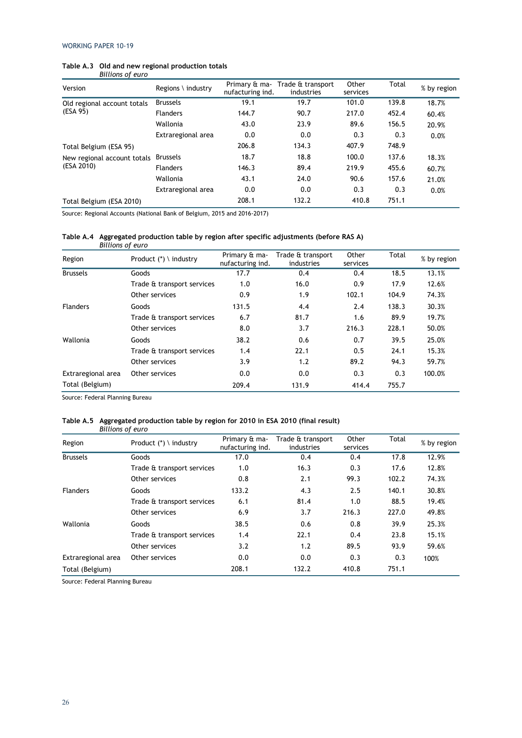**Table A.3 Old and new regional production totals**
*Billions of euro*

| Version | Regions \ industry | Primary & manufacturing ind. | Trade & transport industries | Other services | Total | % by region |
|---|---|---|---|---|---|---|
| Old regional account totals (ESA 95) | Brussels | 19.1 | 19.7 | 101.0 | 139.8 | 18.7% |
| | Flanders | 144.7 | 90.7 | 217.0 | 452.4 | 60.4% |
| | Wallonia | 43.0 | 23.9 | 89.6 | 156.5 | 20.9% |
| | Extraregional area | 0.0 | 0.0 | 0.3 | 0.3 | 0.0% |
| Total Belgium (ESA 95) | | 206.8 | 134.3 | 407.9 | 748.9 | |
| New regional account totals (ESA 2010) | Brussels | 18.7 | 18.8 | 100.0 | 137.6 | 18.3% |
| | Flanders | 146.3 | 89.4 | 219.9 | 455.6 | 60.7% |
| | Wallonia | 43.1 | 24.0 | 90.6 | 157.6 | 21.0% |
| | Extraregional area | 0.0 | 0.0 | 0.3 | 0.3 | 0.0% |
| Total Belgium (ESA 2010) | | 208.1 | 132.2 | 410.8 | 751.1 | |

Source: Regional Accounts (National Bank of Belgium, 2015 and 2016-2017)

**Table A.4 Aggregated production table by region after specific adjustments (before RAS A)**
*Billions of euro*

| Region | Product (*) \ industry | Primary & manufacturing ind. | Trade & transport industries | Other services | Total | % by region |
|---|---|---|---|---|---|---|
| Brussels | Goods | 17.7 | 0.4 | 0.4 | 18.5 | 13.1% |
| | Trade & transport services | 1.0 | 16.0 | 0.9 | 17.9 | 12.6% |
| | Other services | 0.9 | 1.9 | 102.1 | 104.9 | 74.3% |
| Flanders | Goods | 131.5 | 4.4 | 2.4 | 138.3 | 30.3% |
| | Trade & transport services | 6.7 | 81.7 | 1.6 | 89.9 | 19.7% |
| | Other services | 8.0 | 3.7 | 216.3 | 228.1 | 50.0% |
| Wallonia | Goods | 38.2 | 0.6 | 0.7 | 39.5 | 25.0% |
| | Trade & transport services | 1.4 | 22.1 | 0.5 | 24.1 | 15.3% |
| | Other services | 3.9 | 1.2 | 89.2 | 94.3 | 59.7% |
| Extraregional area | Other services | 0.0 | 0.0 | 0.3 | 0.3 | 100.0% |
| Total (Belgium) | | 209.4 | 131.9 | 414.4 | 755.7 | |

Source: Federal Planning Bureau

**Table A.5 Aggregated production table by region for 2010 in ESA 2010 (final result)**
*Billions of euro*

| Region | Product (*) \ industry | Primary & manufacturing ind. | Trade & transport industries | Other services | Total | % by region |
|---|---|---|---|---|---|---|
| Brussels | Goods | 17.0 | 0.4 | 0.4 | 17.8 | 12.9% |
| | Trade & transport services | 1.0 | 16.3 | 0.3 | 17.6 | 12.8% |
| | Other services | 0.8 | 2.1 | 99.3 | 102.2 | 74.3% |
| Flanders | Goods | 133.2 | 4.3 | 2.5 | 140.1 | 30.8% |
| | Trade & transport services | 6.1 | 81.4 | 1.0 | 88.5 | 19.4% |
| | Other services | 6.9 | 3.7 | 216.3 | 227.0 | 49.8% |
| Wallonia | Goods | 38.5 | 0.6 | 0.8 | 39.9 | 25.3% |
| | Trade & transport services | 1.4 | 22.1 | 0.4 | 23.8 | 15.1% |
| | Other services | 3.2 | 1.2 | 89.5 | 93.9 | 59.6% |
| Extraregional area | Other services | 0.0 | 0.0 | 0.3 | 0.3 | 100% |
| Total (Belgium) | | 208.1 | 132.2 | 410.8 | 751.1 | |

Source: Federal Planning Bureau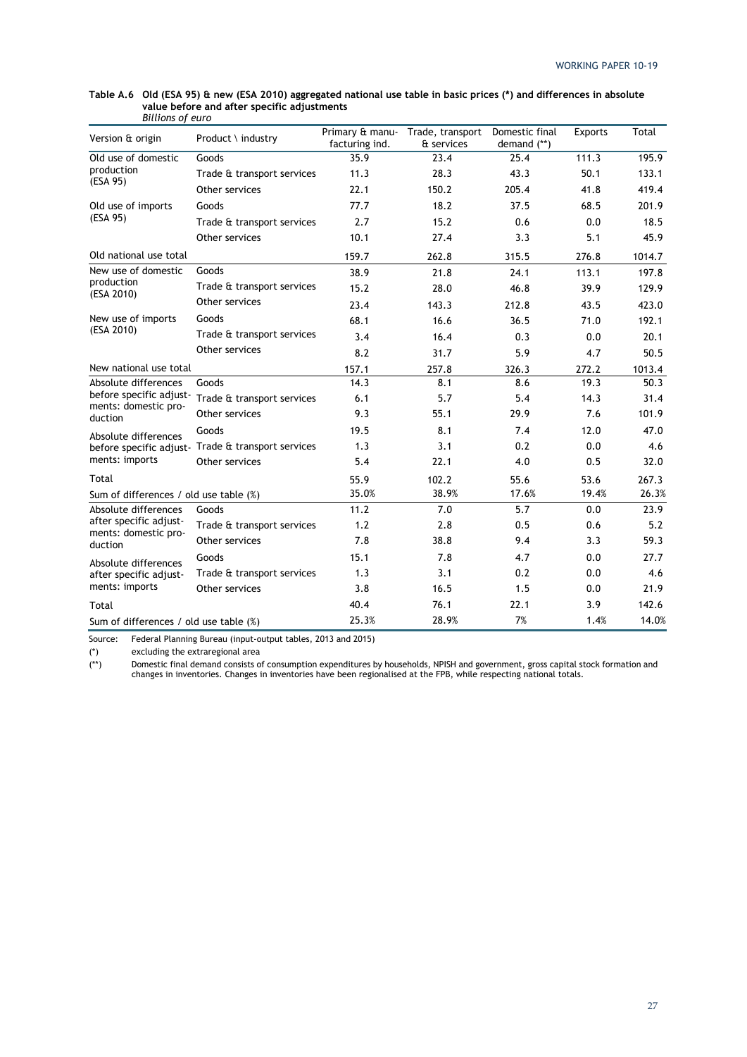**Table A.6 Old (ESA 95) & new (ESA 2010) aggregated national use table in basic prices (*) and differences in absolute value before and after specific adjustments**

*Billions of euro*

| Version & origin | Product \ industry | Primary & manufacturing ind. | Trade, transport & services | Domestic final demand (**) | Exports | Total |
|---|---|---|---|---|---|---|
| Old use of domestic production (ESA 95) | Goods | 35.9 | 23.4 | 25.4 | 111.3 | 195.9 |
| | Trade & transport services | 11.3 | 28.3 | 43.3 | 50.1 | 133.1 |
| | Other services | 22.1 | 150.2 | 205.4 | 41.8 | 419.4 |
| Old use of imports (ESA 95) | Goods | 77.7 | 18.2 | 37.5 | 68.5 | 201.9 |
| | Trade & transport services | 2.7 | 15.2 | 0.6 | 0.0 | 18.5 |
| | Other services | 10.1 | 27.4 | 3.3 | 5.1 | 45.9 |
| Old national use total | | 159.7 | 262.8 | 315.5 | 276.8 | 1014.7 |
| New use of domestic production (ESA 2010) | Goods | 38.9 | 21.8 | 24.1 | 113.1 | 197.8 |
| | Trade & transport services | 15.2 | 28.0 | 46.8 | 39.9 | 129.9 |
| | Other services | 23.4 | 143.3 | 212.8 | 43.5 | 423.0 |
| New use of imports (ESA 2010) | Goods | 68.1 | 16.6 | 36.5 | 71.0 | 192.1 |
| | Trade & transport services | 3.4 | 16.4 | 0.3 | 0.0 | 20.1 |
| | Other services | 8.2 | 31.7 | 5.9 | 4.7 | 50.5 |
| New national use total | | 157.1 | 257.8 | 326.3 | 272.2 | 1013.4 |
| Absolute differences before specific adjustments: domestic production | Goods | 14.3 | 8.1 | 8.6 | 19.3 | 50.3 |
| | Trade & transport services | 6.1 | 5.7 | 5.4 | 14.3 | 31.4 |
| | Other services | 9.3 | 55.1 | 29.9 | 7.6 | 101.9 |
| Absolute differences before specific adjustments: imports | Goods | 19.5 | 8.1 | 7.4 | 12.0 | 47.0 |
| | Trade & transport services | 1.3 | 3.1 | 0.2 | 0.0 | 4.6 |
| | Other services | 5.4 | 22.1 | 4.0 | 0.5 | 32.0 |
| Total | | 55.9 | 102.2 | 55.6 | 53.6 | 267.3 |
| Sum of differences / old use table (%) | | 35.0% | 38.9% | 17.6% | 19.4% | 26.3% |
| Absolute differences after specific adjustments: domestic production | Goods | 11.2 | 7.0 | 5.7 | 0.0 | 23.9 |
| | Trade & transport services | 1.2 | 2.8 | 0.5 | 0.6 | 5.2 |
| | Other services | 7.8 | 38.8 | 9.4 | 3.3 | 59.3 |
| Absolute differences after specific adjustments: imports | Goods | 15.1 | 7.8 | 4.7 | 0.0 | 27.7 |
| | Trade & transport services | 1.3 | 3.1 | 0.2 | 0.0 | 4.6 |
| | Other services | 3.8 | 16.5 | 1.5 | 0.0 | 21.9 |
| Total | | 40.4 | 76.1 | 22.1 | 3.9 | 142.6 |
| Sum of differences / old use table (%) | | 25.3% | 28.9% | 7% | 1.4% | 14.0% |

Source: Federal Planning Bureau (input-output tables, 2013 and 2015)

(*) excluding the extraregional area

(**) Domestic final demand consists of consumption expenditures by households, NPISH and government, gross capital stock formation and changes in inventories. Changes in inventories have been regionalised at the FPB, while respecting national totals.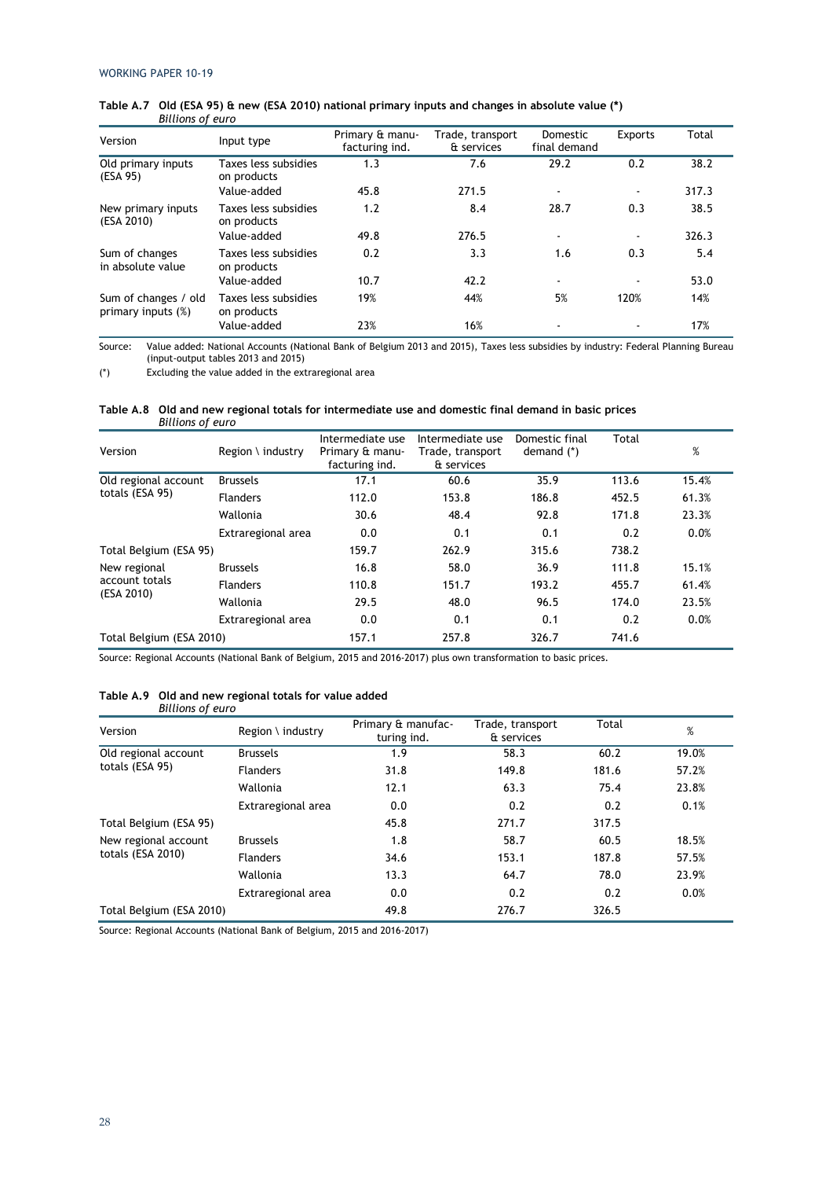**Table A.7 Old (ESA 95) & new (ESA 2010) national primary inputs and changes in absolute value (*)**
*Billions of euro*

| Version | Input type | Primary & manufacturing ind. | Trade, transport & services | Domestic final demand | Exports | Total |
|---|---|---|---|---|---|---|
| Old primary inputs (ESA 95) | Taxes less subsidies on products | 1.3 | 7.6 | 29.2 | 0.2 | 38.2 |
| | Value-added | 45.8 | 271.5 | - | - | 317.3 |
| New primary inputs (ESA 2010) | Taxes less subsidies on products | 1.2 | 8.4 | 28.7 | 0.3 | 38.5 |
| | Value-added | 49.8 | 276.5 | - | - | 326.3 |
| Sum of changes in absolute value | Taxes less subsidies on products | 0.2 | 3.3 | 1.6 | 0.3 | 5.4 |
| | Value-added | 10.7 | 42.2 | - | - | 53.0 |
| Sum of changes / old primary inputs (%) | Taxes less subsidies on products | 19% | 44% | 5% | 120% | 14% |
| | Value-added | 23% | 16% | - | - | 17% |

Source: Value added: National Accounts (National Bank of Belgium 2013 and 2015), Taxes less subsidies by industry: Federal Planning Bureau (input-output tables 2013 and 2015)

(*) Excluding the value added in the extraregional area

**Table A.8 Old and new regional totals for intermediate use and domestic final demand in basic prices**
*Billions of euro*

| Version | Region \ industry | Intermediate use Primary & manufacturing ind. | Intermediate use Trade, transport & services | Domestic final demand (*) | Total | % |
|---|---|---|---|---|---|---|
| Old regional account totals (ESA 95) | Brussels | 17.1 | 60.6 | 35.9 | 113.6 | 15.4% |
| | Flanders | 112.0 | 153.8 | 186.8 | 452.5 | 61.3% |
| | Wallonia | 30.6 | 48.4 | 92.8 | 171.8 | 23.3% |
| | Extraregional area | 0.0 | 0.1 | 0.1 | 0.2 | 0.0% |
| Total Belgium (ESA 95) | | 159.7 | 262.9 | 315.6 | 738.2 | |
| New regional account totals (ESA 2010) | Brussels | 16.8 | 58.0 | 36.9 | 111.8 | 15.1% |
| | Flanders | 110.8 | 151.7 | 193.2 | 455.7 | 61.4% |
| | Wallonia | 29.5 | 48.0 | 96.5 | 174.0 | 23.5% |
| | Extraregional area | 0.0 | 0.1 | 0.1 | 0.2 | 0.0% |
| Total Belgium (ESA 2010) | | 157.1 | 257.8 | 326.7 | 741.6 | |

Source: Regional Accounts (National Bank of Belgium, 2015 and 2016-2017) plus own transformation to basic prices.

**Table A.9 Old and new regional totals for value added**
*Billions of euro*

| Version | Region \ industry | Primary & manufacturing ind. | Trade, transport & services | Total | % |
|---|---|---|---|---|---|
| Old regional account totals (ESA 95) | Brussels | 1.9 | 58.3 | 60.2 | 19.0% |
| | Flanders | 31.8 | 149.8 | 181.6 | 57.2% |
| | Wallonia | 12.1 | 63.3 | 75.4 | 23.8% |
| | Extraregional area | 0.0 | 0.2 | 0.2 | 0.1% |
| Total Belgium (ESA 95) | | 45.8 | 271.7 | 317.5 | |
| New regional account totals (ESA 2010) | Brussels | 1.8 | 58.7 | 60.5 | 18.5% |
| | Flanders | 34.6 | 153.1 | 187.8 | 57.5% |
| | Wallonia | 13.3 | 64.7 | 78.0 | 23.9% |
| | Extraregional area | 0.0 | 0.2 | 0.2 | 0.0% |
| Total Belgium (ESA 2010) | | 49.8 | 276.7 | 326.5 | |

Source: Regional Accounts (National Bank of Belgium, 2015 and 2016-2017)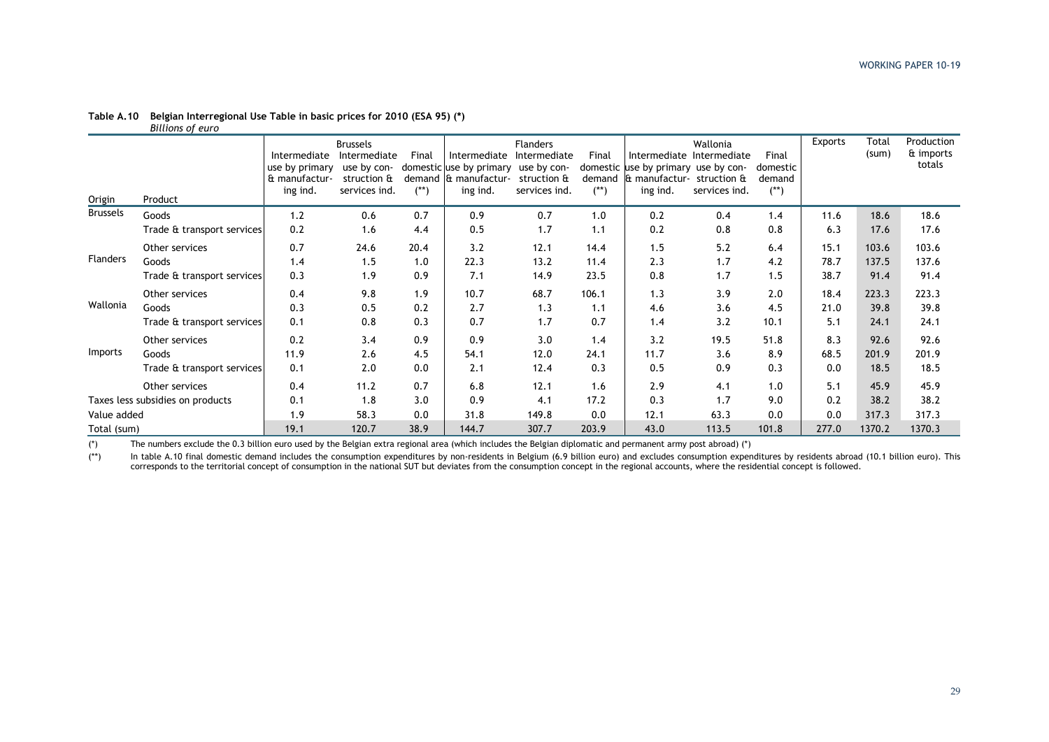**Table A.10 Belgian Interregional Use Table in basic prices for 2010 (ESA 95) (*)**
*Billions of euro*

| | | Brussels | | | Flanders | | | Wallonia | | | Exports | Total (sum) | Production & imports totals |
|---|---|---|---|---|---|---|---|---|---|---|---|---|---|
| Origin | Product | Intermediate use by primary & manufacturing ind. | Intermediate use by construction & services ind. | Final domestic demand (**) | Intermediate use by primary & manufacturing ind. | Intermediate use by construction & services ind. | Final domestic demand (**) | Intermediate use by primary & manufacturing ind. | Intermediate use by construction & services ind. | Final domestic demand (**) | | | |
| Brussels | Goods | 1.2 | 0.6 | 0.7 | 0.9 | 0.7 | 1.0 | 0.2 | 0.4 | 1.4 | 11.6 | 18.6 | 18.6 |
| | Trade & transport services | 0.2 | 1.6 | 4.4 | 0.5 | 1.7 | 1.1 | 0.2 | 0.8 | 0.8 | 6.3 | 17.6 | 17.6 |
| | Other services | 0.7 | 24.6 | 20.4 | 3.2 | 12.1 | 14.4 | 1.5 | 5.2 | 6.4 | 15.1 | 103.6 | 103.6 |
| Flanders | Goods | 1.4 | 1.5 | 1.0 | 22.3 | 13.2 | 11.4 | 2.3 | 1.7 | 4.2 | 78.7 | 137.5 | 137.6 |
| | Trade & transport services | 0.3 | 1.9 | 0.9 | 7.1 | 14.9 | 23.5 | 0.8 | 1.7 | 1.5 | 38.7 | 91.4 | 91.4 |
| | Other services | 0.4 | 9.8 | 1.9 | 10.7 | 68.7 | 106.1 | 1.3 | 3.9 | 2.0 | 18.4 | 223.3 | 223.3 |
| Wallonia | Goods | 0.3 | 0.5 | 0.2 | 2.7 | 1.3 | 1.1 | 4.6 | 3.6 | 4.5 | 21.0 | 39.8 | 39.8 |
| | Trade & transport services | 0.1 | 0.8 | 0.3 | 0.7 | 1.7 | 0.7 | 1.4 | 3.2 | 10.1 | 5.1 | 24.1 | 24.1 |
| | Other services | 0.2 | 3.4 | 0.9 | 0.9 | 3.0 | 1.4 | 3.2 | 19.5 | 51.8 | 8.3 | 92.6 | 92.6 |
| Imports | Goods | 11.9 | 2.6 | 4.5 | 54.1 | 12.0 | 24.1 | 11.7 | 3.6 | 8.9 | 68.5 | 201.9 | 201.9 |
| | Trade & transport services | 0.1 | 2.0 | 0.0 | 2.1 | 12.4 | 0.3 | 0.5 | 0.9 | 0.3 | 0.0 | 18.5 | 18.5 |
| | Other services | 0.4 | 11.2 | 0.7 | 6.8 | 12.1 | 1.6 | 2.9 | 4.1 | 1.0 | 5.1 | 45.9 | 45.9 |
| Taxes less subsidies on products | | 0.1 | 1.8 | 3.0 | 0.9 | 4.1 | 17.2 | 0.3 | 1.7 | 9.0 | 0.2 | 38.2 | 38.2 |
| Value added | | 1.9 | 58.3 | 0.0 | 31.8 | 149.8 | 0.0 | 12.1 | 63.3 | 0.0 | 0.0 | 317.3 | 317.3 |
| Total (sum) | | 19.1 | 120.7 | 38.9 | 144.7 | 307.7 | 203.9 | 43.0 | 113.5 | 101.8 | 277.0 | 1370.2 | 1370.3 |

(*) The numbers exclude the 0.3 billion euro used by the Belgian extra regional area (which includes the Belgian diplomatic and permanent army post abroad) (*)

(**) In table A.10 final domestic demand includes the consumption expenditures by non-residents in Belgium (6.9 billion euro) and excludes consumption expenditures by residents abroad (10.1 billion euro). This corresponds to the territorial concept of consumption in the national SUT but deviates from the consumption concept in the regional accounts, where the residential concept is followed.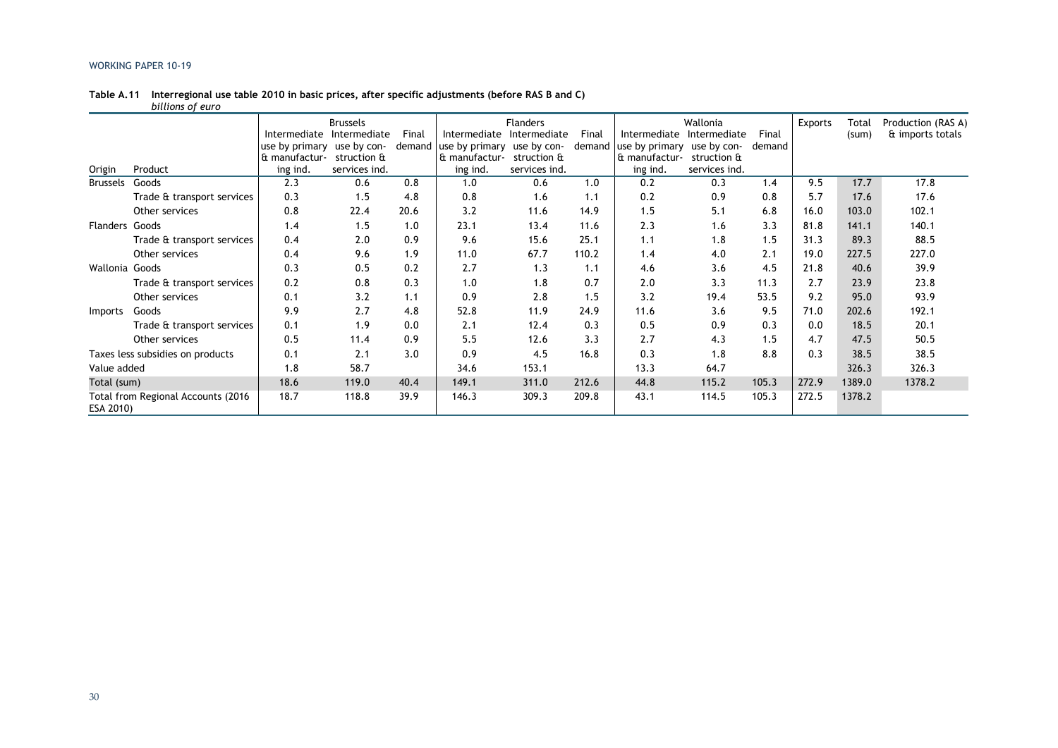**Table A.11 Interregional use table 2010 in basic prices, after specific adjustments (before RAS B and C)**

*billions of euro*

| | | Brussels | | | Flanders | | | Wallonia | | | Exports | Total | Production (RAS A) |
|---|---|---|---|---|---|---|---|---|---|---|---|---|---|
| Origin | Product | Intermediate use by primary & manufacturing ind. | Intermediate use by construction & services ind. | Final demand | Intermediate use by primary & manufacturing ind. | Intermediate use by construction & services ind. | Final demand | Intermediate use by primary & manufacturing ind. | Intermediate use by construction & services ind. | Final demand | | (sum) | & imports totals |
| Brussels | Goods | 2.3 | 0.6 | 0.8 | 1.0 | 0.6 | 1.0 | 0.2 | 0.3 | 1.4 | 9.5 | 17.7 | 17.8 |
| | Trade & transport services | 0.3 | 1.5 | 4.8 | 0.8 | 1.6 | 1.1 | 0.2 | 0.9 | 0.8 | 5.7 | 17.6 | 17.6 |
| | Other services | 0.8 | 22.4 | 20.6 | 3.2 | 11.6 | 14.9 | 1.5 | 5.1 | 6.8 | 16.0 | 103.0 | 102.1 |
| Flanders | Goods | 1.4 | 1.5 | 1.0 | 23.1 | 13.4 | 11.6 | 2.3 | 1.6 | 3.3 | 81.8 | 141.1 | 140.1 |
| | Trade & transport services | 0.4 | 2.0 | 0.9 | 9.6 | 15.6 | 25.1 | 1.1 | 1.8 | 1.5 | 31.3 | 89.3 | 88.5 |
| | Other services | 0.4 | 9.6 | 1.9 | 11.0 | 67.7 | 110.2 | 1.4 | 4.0 | 2.1 | 19.0 | 227.5 | 227.0 |
| Wallonia | Goods | 0.3 | 0.5 | 0.2 | 2.7 | 1.3 | 1.1 | 4.6 | 3.6 | 4.5 | 21.8 | 40.6 | 39.9 |
| | Trade & transport services | 0.2 | 0.8 | 0.3 | 1.0 | 1.8 | 0.7 | 2.0 | 3.3 | 11.3 | 2.7 | 23.9 | 23.8 |
| | Other services | 0.1 | 3.2 | 1.1 | 0.9 | 2.8 | 1.5 | 3.2 | 19.4 | 53.5 | 9.2 | 95.0 | 93.9 |
| Imports | Goods | 9.9 | 2.7 | 4.8 | 52.8 | 11.9 | 24.9 | 11.6 | 3.6 | 9.5 | 71.0 | 202.6 | 192.1 |
| | Trade & transport services | 0.1 | 1.9 | 0.0 | 2.1 | 12.4 | 0.3 | 0.5 | 0.9 | 0.3 | 0.0 | 18.5 | 20.1 |
| | Other services | 0.5 | 11.4 | 0.9 | 5.5 | 12.6 | 3.3 | 2.7 | 4.3 | 1.5 | 4.7 | 47.5 | 50.5 |
| Taxes less subsidies on products | | 0.1 | 2.1 | 3.0 | 0.9 | 4.5 | 16.8 | 0.3 | 1.8 | 8.8 | 0.3 | 38.5 | 38.5 |
| Value added | | 1.8 | 58.7 | | 34.6 | 153.1 | | 13.3 | 64.7 | | | 326.3 | 326.3 |
| Total (sum) | | 18.6 | 119.0 | 40.4 | 149.1 | 311.0 | 212.6 | 44.8 | 115.2 | 105.3 | 272.9 | 1389.0 | 1378.2 |
| Total from Regional Accounts (2016 ESA 2010) | | 18.7 | 118.8 | 39.9 | 146.3 | 309.3 | 209.8 | 43.1 | 114.5 | 105.3 | 272.5 | 1378.2 | |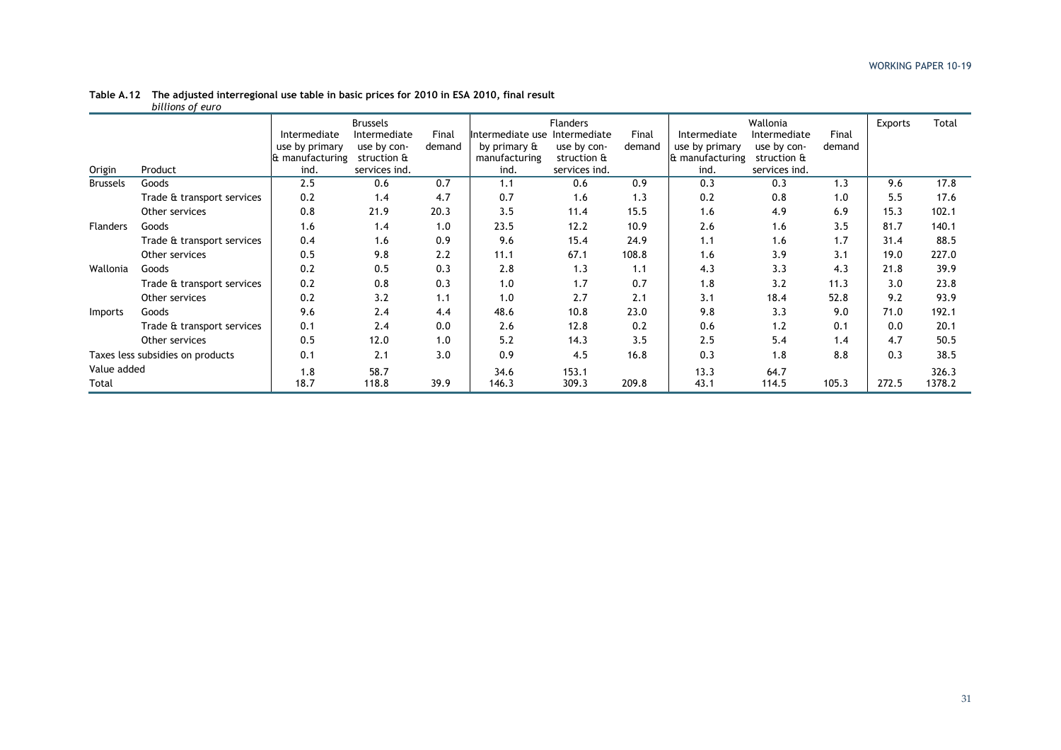**Table A.12 The adjusted interregional use table in basic prices for 2010 in ESA 2010, final result**

*billions of euro*

| | | Brussels | | | Flanders | | | Wallonia | | | Exports | Total |
|---|---|---|---|---|---|---|---|---|---|---|---|---|
| Origin | Product | Intermediate use by primary & manufacturing ind. | Intermediate use by construction & services ind. | Final demand | Intermediate use by primary & manufacturing ind. | Intermediate use by construction & services ind. | Final demand | Intermediate use by primary & manufacturing ind. | Intermediate use by construction & services ind. | Final demand | | |
| Brussels | Goods | 2.5 | 0.6 | 0.7 | 1.1 | 0.6 | 0.9 | 0.3 | 0.3 | 1.3 | 9.6 | 17.8 |
| | Trade & transport services | 0.2 | 1.4 | 4.7 | 0.7 | 1.6 | 1.3 | 0.2 | 0.8 | 1.0 | 5.5 | 17.6 |
| | Other services | 0.8 | 21.9 | 20.3 | 3.5 | 11.4 | 15.5 | 1.6 | 4.9 | 6.9 | 15.3 | 102.1 |
| Flanders | Goods | 1.6 | 1.4 | 1.0 | 23.5 | 12.2 | 10.9 | 2.6 | 1.6 | 3.5 | 81.7 | 140.1 |
| | Trade & transport services | 0.4 | 1.6 | 0.9 | 9.6 | 15.4 | 24.9 | 1.1 | 1.6 | 1.7 | 31.4 | 88.5 |
| | Other services | 0.5 | 9.8 | 2.2 | 11.1 | 67.1 | 108.8 | 1.6 | 3.9 | 3.1 | 19.0 | 227.0 |
| Wallonia | Goods | 0.2 | 0.5 | 0.3 | 2.8 | 1.3 | 1.1 | 4.3 | 3.3 | 4.3 | 21.8 | 39.9 |
| | Trade & transport services | 0.2 | 0.8 | 0.3 | 1.0 | 1.7 | 0.7 | 1.8 | 3.2 | 11.3 | 3.0 | 23.8 |
| | Other services | 0.2 | 3.2 | 1.1 | 1.0 | 2.7 | 2.1 | 3.1 | 18.4 | 52.8 | 9.2 | 93.9 |
| Imports | Goods | 9.6 | 2.4 | 4.4 | 48.6 | 10.8 | 23.0 | 9.8 | 3.3 | 9.0 | 71.0 | 192.1 |
| | Trade & transport services | 0.1 | 2.4 | 0.0 | 2.6 | 12.8 | 0.2 | 0.6 | 1.2 | 0.1 | 0.0 | 20.1 |
| | Other services | 0.5 | 12.0 | 1.0 | 5.2 | 14.3 | 3.5 | 2.5 | 5.4 | 1.4 | 4.7 | 50.5 |
| Taxes less subsidies on products | | 0.1 | 2.1 | 3.0 | 0.9 | 4.5 | 16.8 | 0.3 | 1.8 | 8.8 | 0.3 | 38.5 |
| Value added | | 1.8 | 58.7 | | 34.6 | 153.1 | | 13.3 | 64.7 | | | 326.3 |
| Total | | 18.7 | 118.8 | 39.9 | 146.3 | 309.3 | 209.8 | 43.1 | 114.5 | 105.3 | 272.5 | 1378.2 |